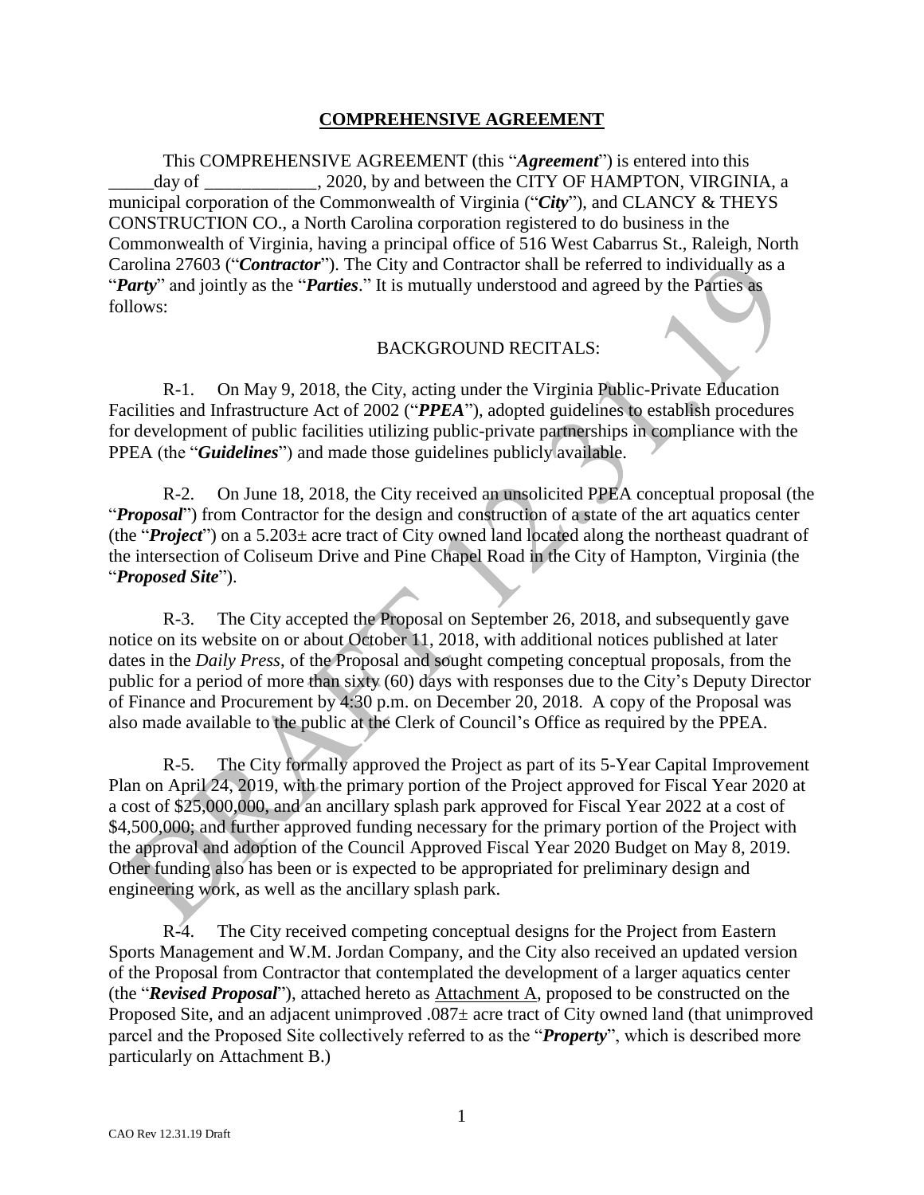## COMPREHENSIVE AGREEMENT

This COMPREHENSIVE AGREEMENT (this "***Agreement***") is entered into this _____day of _____________, 2020, by and between the CITY OF HAMPTON, VIRGINIA, a municipal corporation of the Commonwealth of Virginia ("***City***"), and CLANCY & THEYS CONSTRUCTION CO., a North Carolina corporation registered to do business in the Commonwealth of Virginia, having a principal office of 516 West Cabarrus St., Raleigh, North Carolina 27603 ("***Contractor***"). The City and Contractor shall be referred to individually as a "***Party***" and jointly as the "***Parties***." It is mutually understood and agreed by the Parties as follows:

BACKGROUND RECITALS:

R-1. On May 9, 2018, the City, acting under the Virginia Public-Private Education Facilities and Infrastructure Act of 2002 ("***PPEA***"), adopted guidelines to establish procedures for development of public facilities utilizing public-private partnerships in compliance with the PPEA (the "***Guidelines***") and made those guidelines publicly available.

R-2. On June 18, 2018, the City received an unsolicited PPEA conceptual proposal (the "***Proposal***") from Contractor for the design and construction of a state of the art aquatics center (the "***Project***") on a 5.203± acre tract of City owned land located along the northeast quadrant of the intersection of Coliseum Drive and Pine Chapel Road in the City of Hampton, Virginia (the "***Proposed Site***").

R-3. The City accepted the Proposal on September 26, 2018, and subsequently gave notice on its website on or about October 11, 2018, with additional notices published at later dates in the *Daily Press*, of the Proposal and sought competing conceptual proposals, from the public for a period of more than sixty (60) days with responses due to the City's Deputy Director of Finance and Procurement by 4:30 p.m. on December 20, 2018. A copy of the Proposal was also made available to the public at the Clerk of Council's Office as required by the PPEA.

R-5. The City formally approved the Project as part of its 5-Year Capital Improvement Plan on April 24, 2019, with the primary portion of the Project approved for Fiscal Year 2020 at a cost of $25,000,000, and an ancillary splash park approved for Fiscal Year 2022 at a cost of $4,500,000; and further approved funding necessary for the primary portion of the Project with the approval and adoption of the Council Approved Fiscal Year 2020 Budget on May 8, 2019. Other funding also has been or is expected to be appropriated for preliminary design and engineering work, as well as the ancillary splash park.

R-4. The City received competing conceptual designs for the Project from Eastern Sports Management and W.M. Jordan Company, and the City also received an updated version of the Proposal from Contractor that contemplated the development of a larger aquatics center (the "***Revised Proposal***"), attached hereto as Attachment A, proposed to be constructed on the Proposed Site, and an adjacent unimproved .087± acre tract of City owned land (that unimproved parcel and the Proposed Site collectively referred to as the "***Property***", which is described more particularly on Attachment B.)

CAO Rev 12.31.19 Draft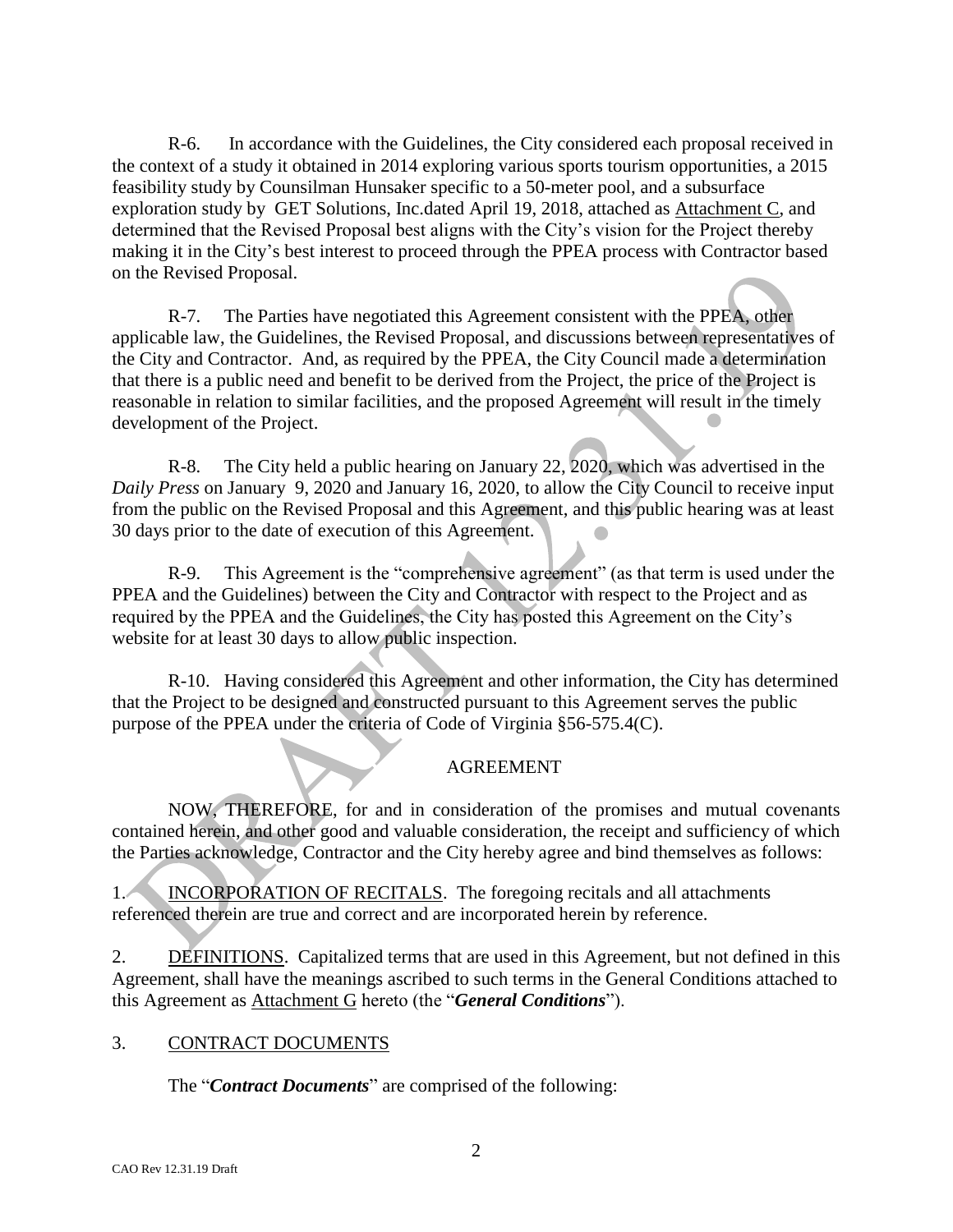R-6. In accordance with the Guidelines, the City considered each proposal received in the context of a study it obtained in 2014 exploring various sports tourism opportunities, a 2015 feasibility study by Counsilman Hunsaker specific to a 50-meter pool, and a subsurface exploration study by GET Solutions, Inc.dated April 19, 2018, attached as Attachment C, and determined that the Revised Proposal best aligns with the City's vision for the Project thereby making it in the City's best interest to proceed through the PPEA process with Contractor based on the Revised Proposal.

R-7. The Parties have negotiated this Agreement consistent with the PPEA, other applicable law, the Guidelines, the Revised Proposal, and discussions between representatives of the City and Contractor. And, as required by the PPEA, the City Council made a determination that there is a public need and benefit to be derived from the Project, the price of the Project is reasonable in relation to similar facilities, and the proposed Agreement will result in the timely development of the Project.

R-8. The City held a public hearing on January 22, 2020, which was advertised in the *Daily Press* on January 9, 2020 and January 16, 2020, to allow the City Council to receive input from the public on the Revised Proposal and this Agreement, and this public hearing was at least 30 days prior to the date of execution of this Agreement.

R-9. This Agreement is the "comprehensive agreement" (as that term is used under the PPEA and the Guidelines) between the City and Contractor with respect to the Project and as required by the PPEA and the Guidelines, the City has posted this Agreement on the City's website for at least 30 days to allow public inspection.

R-10. Having considered this Agreement and other information, the City has determined that the Project to be designed and constructed pursuant to this Agreement serves the public purpose of the PPEA under the criteria of Code of Virginia §56-575.4(C).

## AGREEMENT

NOW, THEREFORE, for and in consideration of the promises and mutual covenants contained herein, and other good and valuable consideration, the receipt and sufficiency of which the Parties acknowledge, Contractor and the City hereby agree and bind themselves as follows:

1. INCORPORATION OF RECITALS. The foregoing recitals and all attachments referenced therein are true and correct and are incorporated herein by reference.

2. DEFINITIONS. Capitalized terms that are used in this Agreement, but not defined in this Agreement, shall have the meanings ascribed to such terms in the General Conditions attached to this Agreement as Attachment G hereto (the "***General Conditions***").

3. CONTRACT DOCUMENTS

The "***Contract Documents***" are comprised of the following: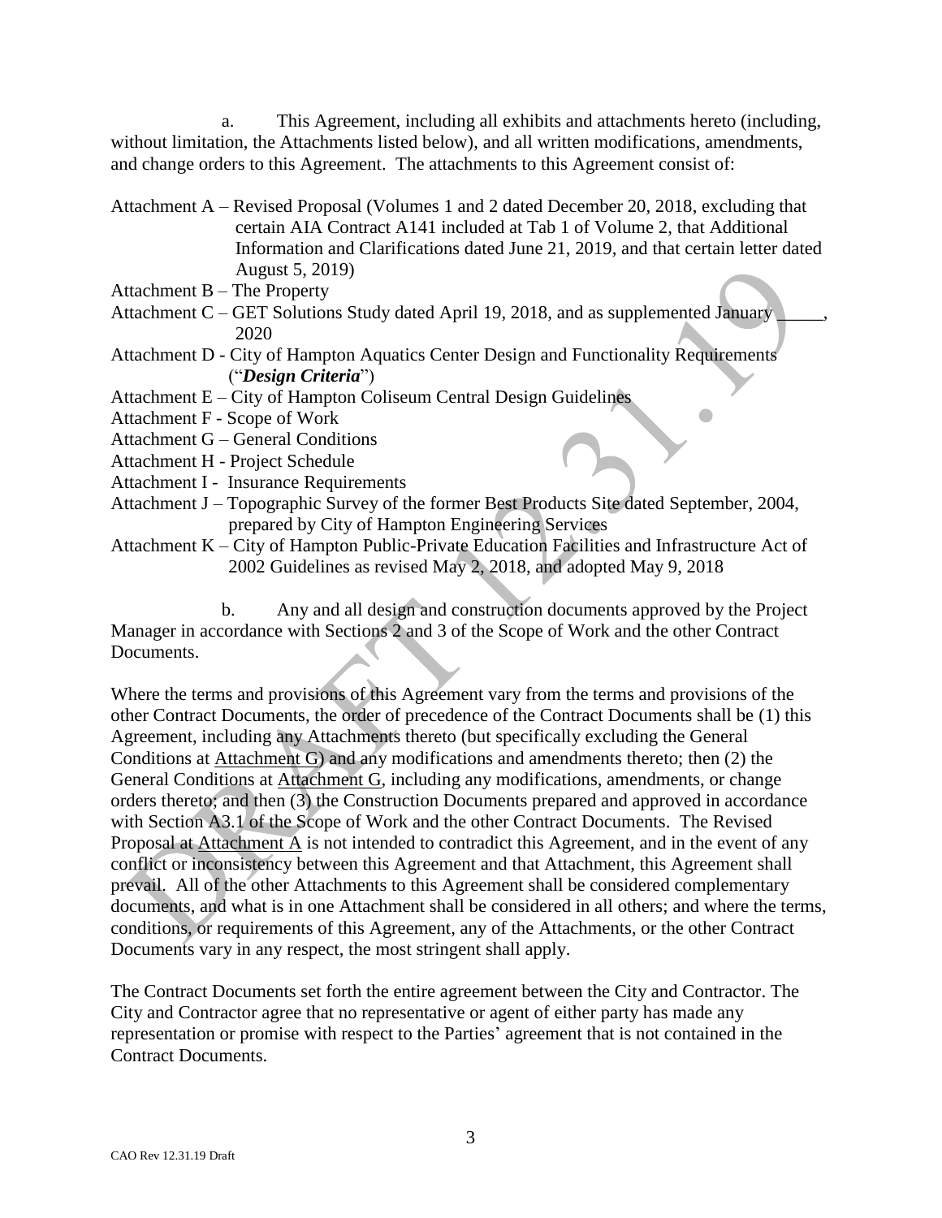a. This Agreement, including all exhibits and attachments hereto (including, without limitation, the Attachments listed below), and all written modifications, amendments, and change orders to this Agreement. The attachments to this Agreement consist of:

Attachment A – Revised Proposal (Volumes 1 and 2 dated December 20, 2018, excluding that certain AIA Contract A141 included at Tab 1 of Volume 2, that Additional Information and Clarifications dated June 21, 2019, and that certain letter dated August 5, 2019)

Attachment B – The Property

Attachment C – GET Solutions Study dated April 19, 2018, and as supplemented January _____, 2020

Attachment D - City of Hampton Aquatics Center Design and Functionality Requirements ("***Design Criteria***")

Attachment E – City of Hampton Coliseum Central Design Guidelines

Attachment F - Scope of Work

Attachment G – General Conditions

Attachment H - Project Schedule

Attachment I - Insurance Requirements

Attachment J – Topographic Survey of the former Best Products Site dated September, 2004, prepared by City of Hampton Engineering Services

Attachment K – City of Hampton Public-Private Education Facilities and Infrastructure Act of 2002 Guidelines as revised May 2, 2018, and adopted May 9, 2018

b. Any and all design and construction documents approved by the Project Manager in accordance with Sections 2 and 3 of the Scope of Work and the other Contract Documents.

Where the terms and provisions of this Agreement vary from the terms and provisions of the other Contract Documents, the order of precedence of the Contract Documents shall be (1) this Agreement, including any Attachments thereto (but specifically excluding the General Conditions at Attachment G) and any modifications and amendments thereto; then (2) the General Conditions at Attachment G, including any modifications, amendments, or change orders thereto; and then (3) the Construction Documents prepared and approved in accordance with Section A3.1 of the Scope of Work and the other Contract Documents. The Revised Proposal at Attachment A is not intended to contradict this Agreement, and in the event of any conflict or inconsistency between this Agreement and that Attachment, this Agreement shall prevail. All of the other Attachments to this Agreement shall be considered complementary documents, and what is in one Attachment shall be considered in all others; and where the terms, conditions, or requirements of this Agreement, any of the Attachments, or the other Contract Documents vary in any respect, the most stringent shall apply.

The Contract Documents set forth the entire agreement between the City and Contractor. The City and Contractor agree that no representative or agent of either party has made any representation or promise with respect to the Parties' agreement that is not contained in the Contract Documents.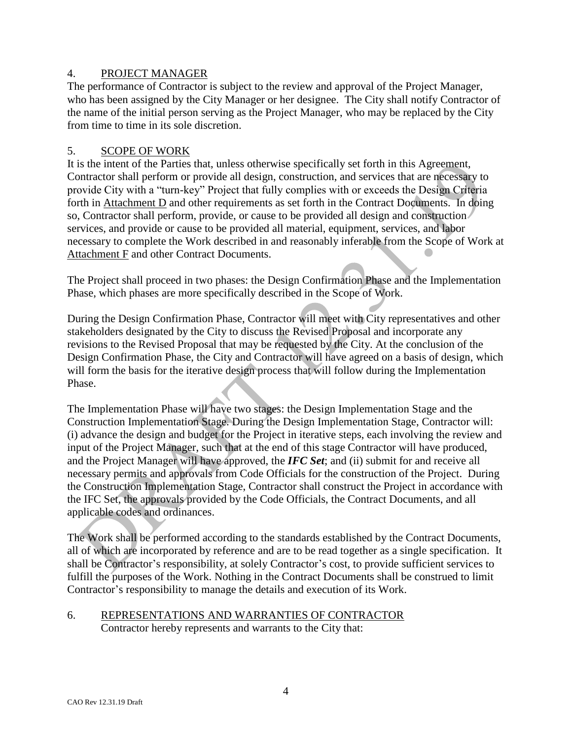## 4. PROJECT MANAGER

The performance of Contractor is subject to the review and approval of the Project Manager, who has been assigned by the City Manager or her designee. The City shall notify Contractor of the name of the initial person serving as the Project Manager, who may be replaced by the City from time to time in its sole discretion.

## 5. SCOPE OF WORK

It is the intent of the Parties that, unless otherwise specifically set forth in this Agreement, Contractor shall perform or provide all design, construction, and services that are necessary to provide City with a "turn-key" Project that fully complies with or exceeds the Design Criteria forth in Attachment D and other requirements as set forth in the Contract Documents. In doing so, Contractor shall perform, provide, or cause to be provided all design and construction services, and provide or cause to be provided all material, equipment, services, and labor necessary to complete the Work described in and reasonably inferable from the Scope of Work at Attachment F and other Contract Documents.

The Project shall proceed in two phases: the Design Confirmation Phase and the Implementation Phase, which phases are more specifically described in the Scope of Work.

During the Design Confirmation Phase, Contractor will meet with City representatives and other stakeholders designated by the City to discuss the Revised Proposal and incorporate any revisions to the Revised Proposal that may be requested by the City. At the conclusion of the Design Confirmation Phase, the City and Contractor will have agreed on a basis of design, which will form the basis for the iterative design process that will follow during the Implementation Phase.

The Implementation Phase will have two stages: the Design Implementation Stage and the Construction Implementation Stage. During the Design Implementation Stage, Contractor will: (i) advance the design and budget for the Project in iterative steps, each involving the review and input of the Project Manager, such that at the end of this stage Contractor will have produced, and the Project Manager will have approved, the ***IFC Set***; and (ii) submit for and receive all necessary permits and approvals from Code Officials for the construction of the Project. During the Construction Implementation Stage, Contractor shall construct the Project in accordance with the IFC Set, the approvals provided by the Code Officials, the Contract Documents, and all applicable codes and ordinances.

The Work shall be performed according to the standards established by the Contract Documents, all of which are incorporated by reference and are to be read together as a single specification. It shall be Contractor's responsibility, at solely Contractor's cost, to provide sufficient services to fulfill the purposes of the Work. Nothing in the Contract Documents shall be construed to limit Contractor's responsibility to manage the details and execution of its Work.

## 6. REPRESENTATIONS AND WARRANTIES OF CONTRACTOR

Contractor hereby represents and warrants to the City that: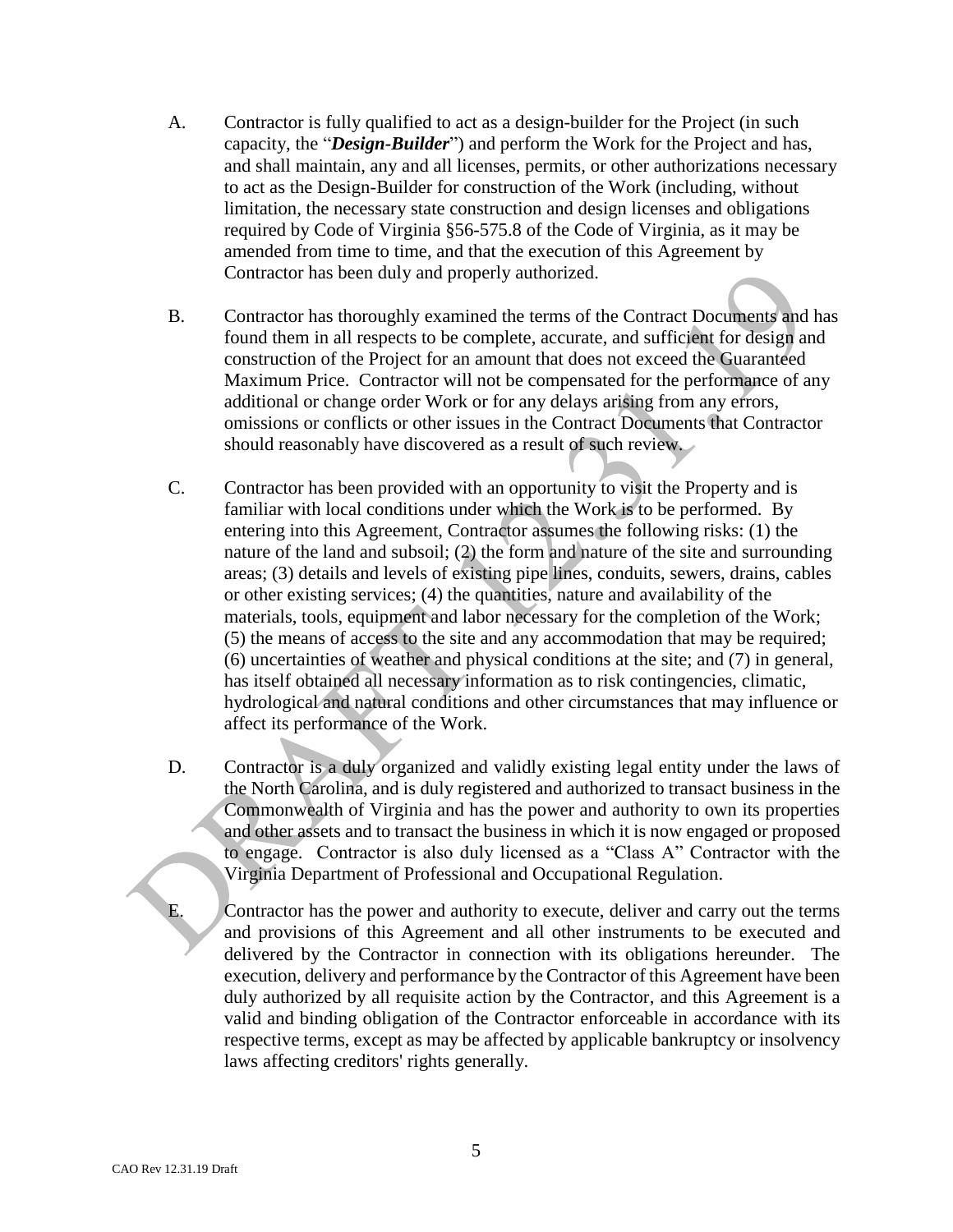A. Contractor is fully qualified to act as a design-builder for the Project (in such capacity, the "***Design-Builder***") and perform the Work for the Project and has, and shall maintain, any and all licenses, permits, or other authorizations necessary to act as the Design-Builder for construction of the Work (including, without limitation, the necessary state construction and design licenses and obligations required by Code of Virginia §56-575.8 of the Code of Virginia, as it may be amended from time to time, and that the execution of this Agreement by Contractor has been duly and properly authorized.

B. Contractor has thoroughly examined the terms of the Contract Documents and has found them in all respects to be complete, accurate, and sufficient for design and construction of the Project for an amount that does not exceed the Guaranteed Maximum Price. Contractor will not be compensated for the performance of any additional or change order Work or for any delays arising from any errors, omissions or conflicts or other issues in the Contract Documents that Contractor should reasonably have discovered as a result of such review.

C. Contractor has been provided with an opportunity to visit the Property and is familiar with local conditions under which the Work is to be performed. By entering into this Agreement, Contractor assumes the following risks: (1) the nature of the land and subsoil; (2) the form and nature of the site and surrounding areas; (3) details and levels of existing pipe lines, conduits, sewers, drains, cables or other existing services; (4) the quantities, nature and availability of the materials, tools, equipment and labor necessary for the completion of the Work; (5) the means of access to the site and any accommodation that may be required; (6) uncertainties of weather and physical conditions at the site; and (7) in general, has itself obtained all necessary information as to risk contingencies, climatic, hydrological and natural conditions and other circumstances that may influence or affect its performance of the Work.

D. Contractor is a duly organized and validly existing legal entity under the laws of the North Carolina, and is duly registered and authorized to transact business in the Commonwealth of Virginia and has the power and authority to own its properties and other assets and to transact the business in which it is now engaged or proposed to engage. Contractor is also duly licensed as a "Class A" Contractor with the Virginia Department of Professional and Occupational Regulation.

E. Contractor has the power and authority to execute, deliver and carry out the terms and provisions of this Agreement and all other instruments to be executed and delivered by the Contractor in connection with its obligations hereunder. The execution, delivery and performance by the Contractor of this Agreement have been duly authorized by all requisite action by the Contractor, and this Agreement is a valid and binding obligation of the Contractor enforceable in accordance with its respective terms, except as may be affected by applicable bankruptcy or insolvency laws affecting creditors' rights generally.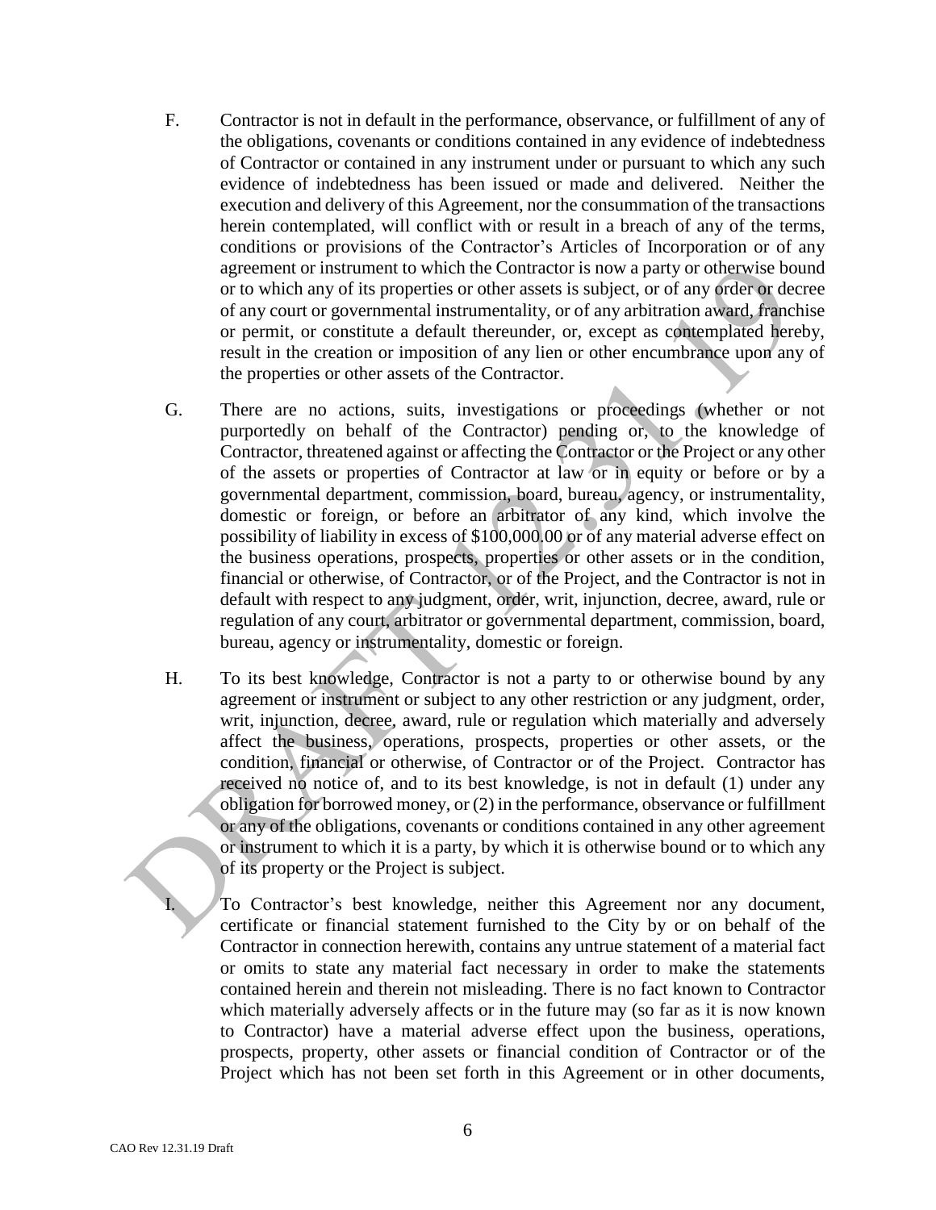F. Contractor is not in default in the performance, observance, or fulfillment of any of the obligations, covenants or conditions contained in any evidence of indebtedness of Contractor or contained in any instrument under or pursuant to which any such evidence of indebtedness has been issued or made and delivered. Neither the execution and delivery of this Agreement, nor the consummation of the transactions herein contemplated, will conflict with or result in a breach of any of the terms, conditions or provisions of the Contractor's Articles of Incorporation or of any agreement or instrument to which the Contractor is now a party or otherwise bound or to which any of its properties or other assets is subject, or of any order or decree of any court or governmental instrumentality, or of any arbitration award, franchise or permit, or constitute a default thereunder, or, except as contemplated hereby, result in the creation or imposition of any lien or other encumbrance upon any of the properties or other assets of the Contractor.

G. There are no actions, suits, investigations or proceedings (whether or not purportedly on behalf of the Contractor) pending or, to the knowledge of Contractor, threatened against or affecting the Contractor or the Project or any other of the assets or properties of Contractor at law or in equity or before or by a governmental department, commission, board, bureau, agency, or instrumentality, domestic or foreign, or before an arbitrator of any kind, which involve the possibility of liability in excess of $100,000.00 or of any material adverse effect on the business operations, prospects, properties or other assets or in the condition, financial or otherwise, of Contractor, or of the Project, and the Contractor is not in default with respect to any judgment, order, writ, injunction, decree, award, rule or regulation of any court, arbitrator or governmental department, commission, board, bureau, agency or instrumentality, domestic or foreign.

H. To its best knowledge, Contractor is not a party to or otherwise bound by any agreement or instrument or subject to any other restriction or any judgment, order, writ, injunction, decree, award, rule or regulation which materially and adversely affect the business, operations, prospects, properties or other assets, or the condition, financial or otherwise, of Contractor or of the Project. Contractor has received no notice of, and to its best knowledge, is not in default (1) under any obligation for borrowed money, or (2) in the performance, observance or fulfillment or any of the obligations, covenants or conditions contained in any other agreement or instrument to which it is a party, by which it is otherwise bound or to which any of its property or the Project is subject.

I. To Contractor's best knowledge, neither this Agreement nor any document, certificate or financial statement furnished to the City by or on behalf of the Contractor in connection herewith, contains any untrue statement of a material fact or omits to state any material fact necessary in order to make the statements contained herein and therein not misleading. There is no fact known to Contractor which materially adversely affects or in the future may (so far as it is now known to Contractor) have a material adverse effect upon the business, operations, prospects, property, other assets or financial condition of Contractor or of the Project which has not been set forth in this Agreement or in other documents,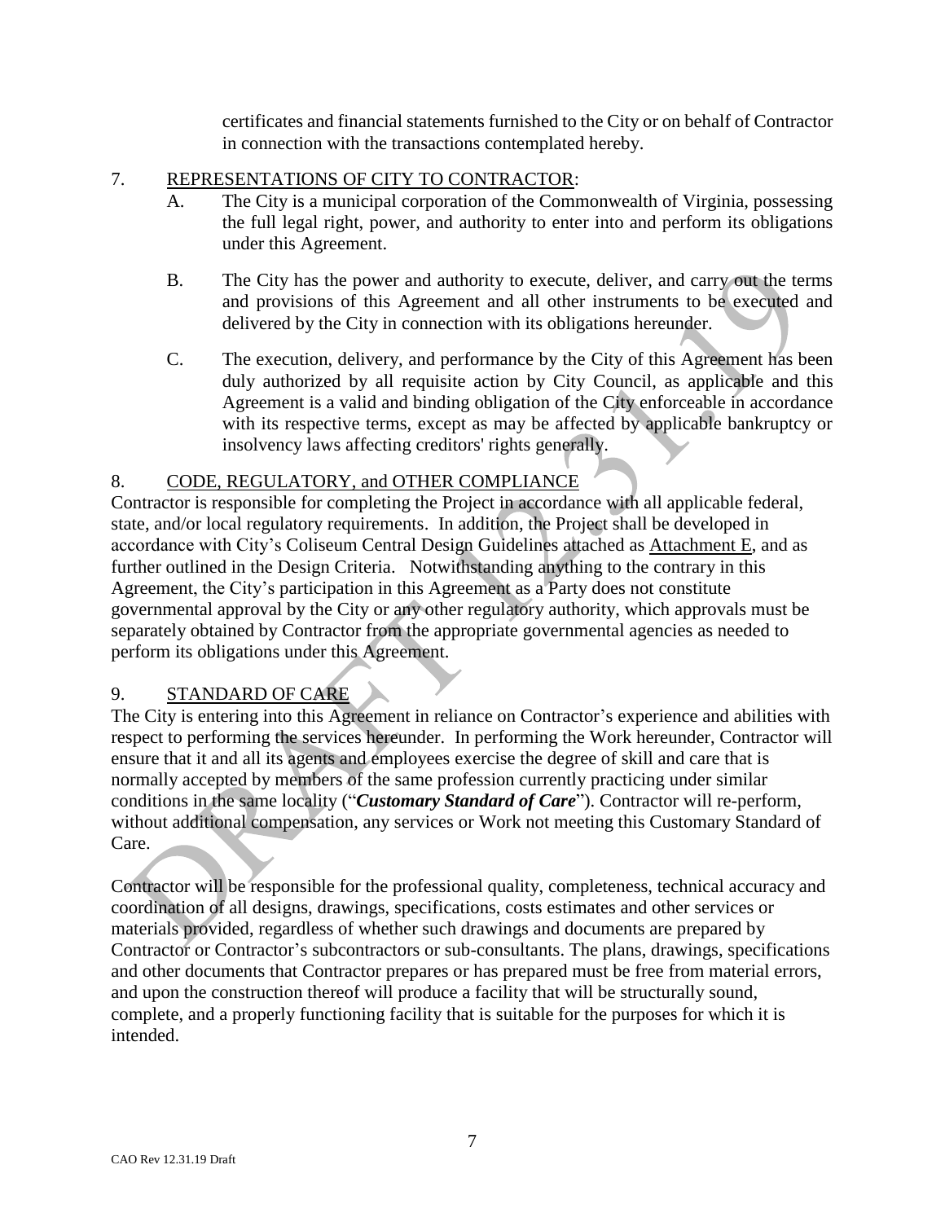certificates and financial statements furnished to the City or on behalf of Contractor in connection with the transactions contemplated hereby.

7. <u>REPRESENTATIONS OF CITY TO CONTRACTOR</u>:

   A. The City is a municipal corporation of the Commonwealth of Virginia, possessing the full legal right, power, and authority to enter into and perform its obligations under this Agreement.

   B. The City has the power and authority to execute, deliver, and carry out the terms and provisions of this Agreement and all other instruments to be executed and delivered by the City in connection with its obligations hereunder.

   C. The execution, delivery, and performance by the City of this Agreement has been duly authorized by all requisite action by City Council, as applicable and this Agreement is a valid and binding obligation of the City enforceable in accordance with its respective terms, except as may be affected by applicable bankruptcy or insolvency laws affecting creditors' rights generally.

8. <u>CODE, REGULATORY, and OTHER COMPLIANCE</u>

Contractor is responsible for completing the Project in accordance with all applicable federal, state, and/or local regulatory requirements. In addition, the Project shall be developed in accordance with City's Coliseum Central Design Guidelines attached as <u>Attachment E</u>, and as further outlined in the Design Criteria. Notwithstanding anything to the contrary in this Agreement, the City's participation in this Agreement as a Party does not constitute governmental approval by the City or any other regulatory authority, which approvals must be separately obtained by Contractor from the appropriate governmental agencies as needed to perform its obligations under this Agreement.

9. <u>STANDARD OF CARE</u>

The City is entering into this Agreement in reliance on Contractor's experience and abilities with respect to performing the services hereunder. In performing the Work hereunder, Contractor will ensure that it and all its agents and employees exercise the degree of skill and care that is normally accepted by members of the same profession currently practicing under similar conditions in the same locality ("***Customary Standard of Care***"). Contractor will re-perform, without additional compensation, any services or Work not meeting this Customary Standard of Care.

Contractor will be responsible for the professional quality, completeness, technical accuracy and coordination of all designs, drawings, specifications, costs estimates and other services or materials provided, regardless of whether such drawings and documents are prepared by Contractor or Contractor's subcontractors or sub-consultants. The plans, drawings, specifications and other documents that Contractor prepares or has prepared must be free from material errors, and upon the construction thereof will produce a facility that will be structurally sound, complete, and a properly functioning facility that is suitable for the purposes for which it is intended.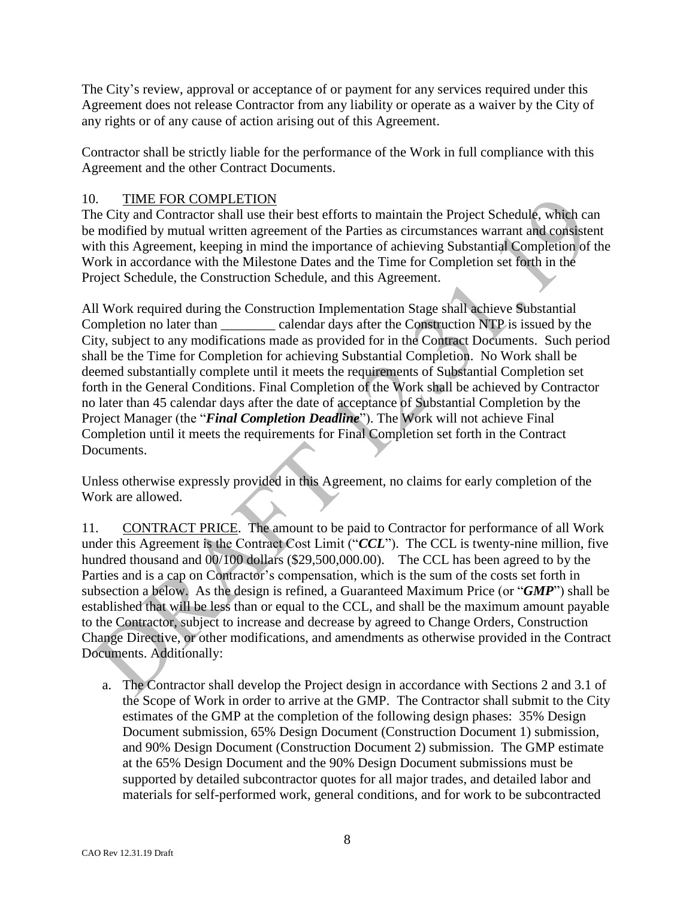The City's review, approval or acceptance of or payment for any services required under this Agreement does not release Contractor from any liability or operate as a waiver by the City of any rights or of any cause of action arising out of this Agreement.

Contractor shall be strictly liable for the performance of the Work in full compliance with this Agreement and the other Contract Documents.

10. <u>TIME FOR COMPLETION</u>

The City and Contractor shall use their best efforts to maintain the Project Schedule, which can be modified by mutual written agreement of the Parties as circumstances warrant and consistent with this Agreement, keeping in mind the importance of achieving Substantial Completion of the Work in accordance with the Milestone Dates and the Time for Completion set forth in the Project Schedule, the Construction Schedule, and this Agreement.

All Work required during the Construction Implementation Stage shall achieve Substantial Completion no later than ________ calendar days after the Construction NTP is issued by the City, subject to any modifications made as provided for in the Contract Documents. Such period shall be the Time for Completion for achieving Substantial Completion. No Work shall be deemed substantially complete until it meets the requirements of Substantial Completion set forth in the General Conditions. Final Completion of the Work shall be achieved by Contractor no later than 45 calendar days after the date of acceptance of Substantial Completion by the Project Manager (the "***Final Completion Deadline***"). The Work will not achieve Final Completion until it meets the requirements for Final Completion set forth in the Contract Documents.

Unless otherwise expressly provided in this Agreement, no claims for early completion of the Work are allowed.

11. <u>CONTRACT PRICE</u>. The amount to be paid to Contractor for performance of all Work under this Agreement is the Contract Cost Limit ("***CCL***"). The CCL is twenty-nine million, five hundred thousand and 00/100 dollars ($29,500,000.00). The CCL has been agreed to by the Parties and is a cap on Contractor's compensation, which is the sum of the costs set forth in subsection a below. As the design is refined, a Guaranteed Maximum Price (or "***GMP***") shall be established that will be less than or equal to the CCL, and shall be the maximum amount payable to the Contractor, subject to increase and decrease by agreed to Change Orders, Construction Change Directive, or other modifications, and amendments as otherwise provided in the Contract Documents. Additionally:

a. The Contractor shall develop the Project design in accordance with Sections 2 and 3.1 of the Scope of Work in order to arrive at the GMP. The Contractor shall submit to the City estimates of the GMP at the completion of the following design phases: 35% Design Document submission, 65% Design Document (Construction Document 1) submission, and 90% Design Document (Construction Document 2) submission. The GMP estimate at the 65% Design Document and the 90% Design Document submissions must be supported by detailed subcontractor quotes for all major trades, and detailed labor and materials for self-performed work, general conditions, and for work to be subcontracted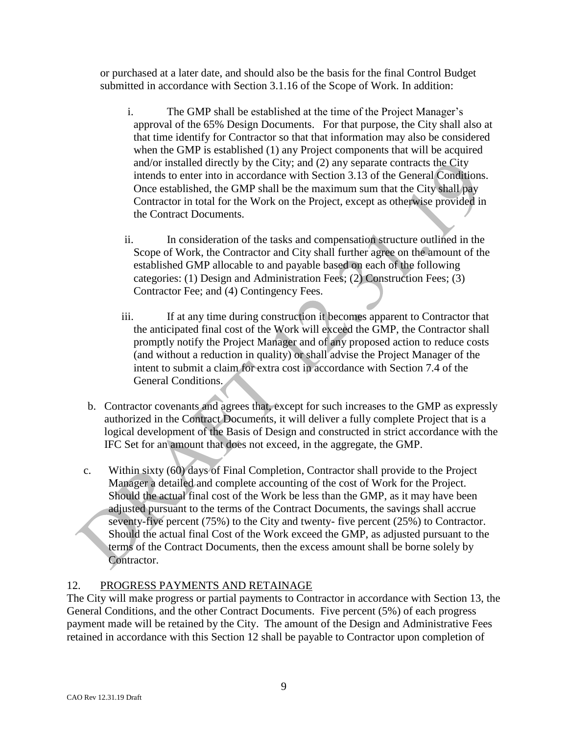or purchased at a later date, and should also be the basis for the final Control Budget submitted in accordance with Section 3.1.16 of the Scope of Work. In addition:

i. The GMP shall be established at the time of the Project Manager's approval of the 65% Design Documents. For that purpose, the City shall also at that time identify for Contractor so that that information may also be considered when the GMP is established (1) any Project components that will be acquired and/or installed directly by the City; and (2) any separate contracts the City intends to enter into in accordance with Section 3.13 of the General Conditions. Once established, the GMP shall be the maximum sum that the City shall pay Contractor in total for the Work on the Project, except as otherwise provided in the Contract Documents.

ii. In consideration of the tasks and compensation structure outlined in the Scope of Work, the Contractor and City shall further agree on the amount of the established GMP allocable to and payable based on each of the following categories: (1) Design and Administration Fees; (2) Construction Fees; (3) Contractor Fee; and (4) Contingency Fees.

iii. If at any time during construction it becomes apparent to Contractor that the anticipated final cost of the Work will exceed the GMP, the Contractor shall promptly notify the Project Manager and of any proposed action to reduce costs (and without a reduction in quality) or shall advise the Project Manager of the intent to submit a claim for extra cost in accordance with Section 7.4 of the General Conditions.

b. Contractor covenants and agrees that, except for such increases to the GMP as expressly authorized in the Contract Documents, it will deliver a fully complete Project that is a logical development of the Basis of Design and constructed in strict accordance with the IFC Set for an amount that does not exceed, in the aggregate, the GMP.

c. Within sixty (60) days of Final Completion, Contractor shall provide to the Project Manager a detailed and complete accounting of the cost of Work for the Project. Should the actual final cost of the Work be less than the GMP, as it may have been adjusted pursuant to the terms of the Contract Documents, the savings shall accrue seventy-five percent (75%) to the City and twenty- five percent (25%) to Contractor. Should the actual final Cost of the Work exceed the GMP, as adjusted pursuant to the terms of the Contract Documents, then the excess amount shall be borne solely by Contractor.

## 12. PROGRESS PAYMENTS AND RETAINAGE

The City will make progress or partial payments to Contractor in accordance with Section 13, the General Conditions, and the other Contract Documents. Five percent (5%) of each progress payment made will be retained by the City. The amount of the Design and Administrative Fees retained in accordance with this Section 12 shall be payable to Contractor upon completion of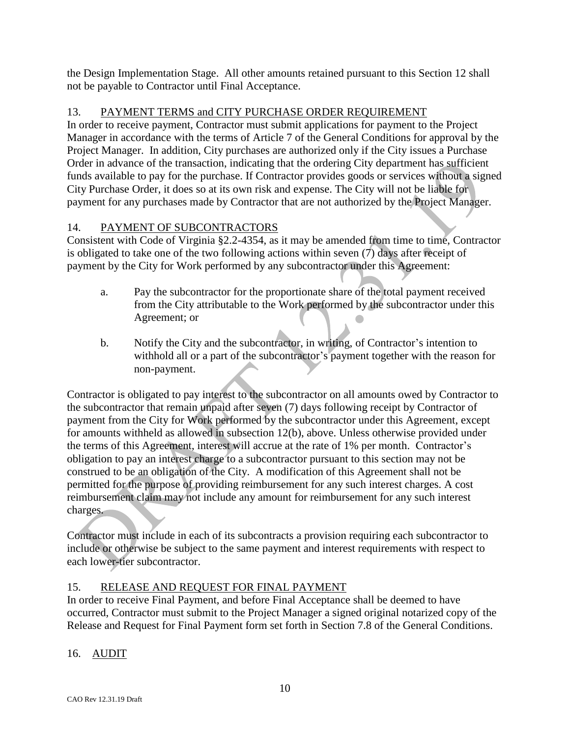the Design Implementation Stage. All other amounts retained pursuant to this Section 12 shall not be payable to Contractor until Final Acceptance.

## 13. PAYMENT TERMS and CITY PURCHASE ORDER REQUIREMENT

In order to receive payment, Contractor must submit applications for payment to the Project Manager in accordance with the terms of Article 7 of the General Conditions for approval by the Project Manager. In addition, City purchases are authorized only if the City issues a Purchase Order in advance of the transaction, indicating that the ordering City department has sufficient funds available to pay for the purchase. If Contractor provides goods or services without a signed City Purchase Order, it does so at its own risk and expense. The City will not be liable for payment for any purchases made by Contractor that are not authorized by the Project Manager.

## 14. PAYMENT OF SUBCONTRACTORS

Consistent with Code of Virginia §2.2-4354, as it may be amended from time to time, Contractor is obligated to take one of the two following actions within seven (7) days after receipt of payment by the City for Work performed by any subcontractor under this Agreement:

a. Pay the subcontractor for the proportionate share of the total payment received from the City attributable to the Work performed by the subcontractor under this Agreement; or

b. Notify the City and the subcontractor, in writing, of Contractor's intention to withhold all or a part of the subcontractor's payment together with the reason for non-payment.

Contractor is obligated to pay interest to the subcontractor on all amounts owed by Contractor to the subcontractor that remain unpaid after seven (7) days following receipt by Contractor of payment from the City for Work performed by the subcontractor under this Agreement, except for amounts withheld as allowed in subsection 12(b), above. Unless otherwise provided under the terms of this Agreement, interest will accrue at the rate of 1% per month. Contractor's obligation to pay an interest charge to a subcontractor pursuant to this section may not be construed to be an obligation of the City. A modification of this Agreement shall not be permitted for the purpose of providing reimbursement for any such interest charges. A cost reimbursement claim may not include any amount for reimbursement for any such interest charges.

Contractor must include in each of its subcontracts a provision requiring each subcontractor to include or otherwise be subject to the same payment and interest requirements with respect to each lower-tier subcontractor.

## 15. RELEASE AND REQUEST FOR FINAL PAYMENT

In order to receive Final Payment, and before Final Acceptance shall be deemed to have occurred, Contractor must submit to the Project Manager a signed original notarized copy of the Release and Request for Final Payment form set forth in Section 7.8 of the General Conditions.

## 16. AUDIT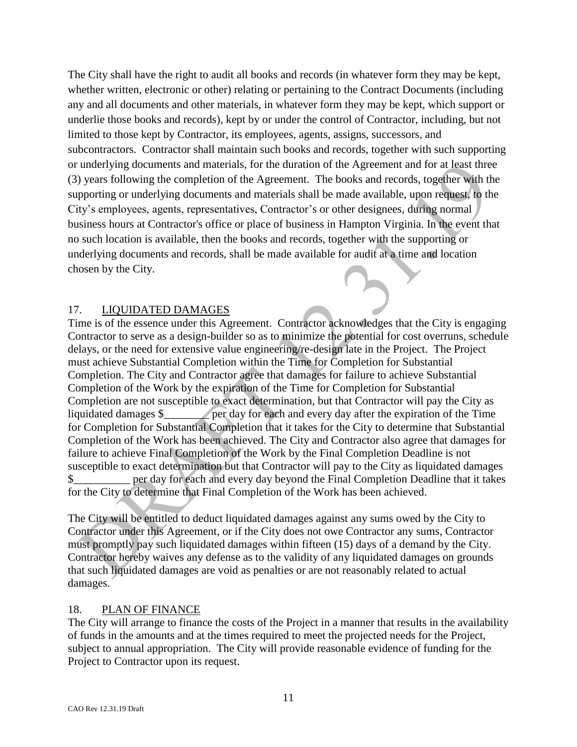The City shall have the right to audit all books and records (in whatever form they may be kept, whether written, electronic or other) relating or pertaining to the Contract Documents (including any and all documents and other materials, in whatever form they may be kept, which support or underlie those books and records), kept by or under the control of Contractor, including, but not limited to those kept by Contractor, its employees, agents, assigns, successors, and subcontractors. Contractor shall maintain such books and records, together with such supporting or underlying documents and materials, for the duration of the Agreement and for at least three (3) years following the completion of the Agreement. The books and records, together with the supporting or underlying documents and materials shall be made available, upon request, to the City's employees, agents, representatives, Contractor's or other designees, during normal business hours at Contractor's office or place of business in Hampton Virginia. In the event that no such location is available, then the books and records, together with the supporting or underlying documents and records, shall be made available for audit at a time and location chosen by the City.

## 17. LIQUIDATED DAMAGES

Time is of the essence under this Agreement. Contractor acknowledges that the City is engaging Contractor to serve as a design-builder so as to minimize the potential for cost overruns, schedule delays, or the need for extensive value engineering/re-design late in the Project. The Project must achieve Substantial Completion within the Time for Completion for Substantial Completion. The City and Contractor agree that damages for failure to achieve Substantial Completion of the Work by the expiration of the Time for Completion for Substantial Completion are not susceptible to exact determination, but that Contractor will pay the City as liquidated damages $________ per day for each and every day after the expiration of the Time for Completion for Substantial Completion that it takes for the City to determine that Substantial Completion of the Work has been achieved. The City and Contractor also agree that damages for failure to achieve Final Completion of the Work by the Final Completion Deadline is not susceptible to exact determination but that Contractor will pay to the City as liquidated damages $__________ per day for each and every day beyond the Final Completion Deadline that it takes for the City to determine that Final Completion of the Work has been achieved.

The City will be entitled to deduct liquidated damages against any sums owed by the City to Contractor under this Agreement, or if the City does not owe Contractor any sums, Contractor must promptly pay such liquidated damages within fifteen (15) days of a demand by the City. Contractor hereby waives any defense as to the validity of any liquidated damages on grounds that such liquidated damages are void as penalties or are not reasonably related to actual damages.

## 18. PLAN OF FINANCE

The City will arrange to finance the costs of the Project in a manner that results in the availability of funds in the amounts and at the times required to meet the projected needs for the Project, subject to annual appropriation. The City will provide reasonable evidence of funding for the Project to Contractor upon its request.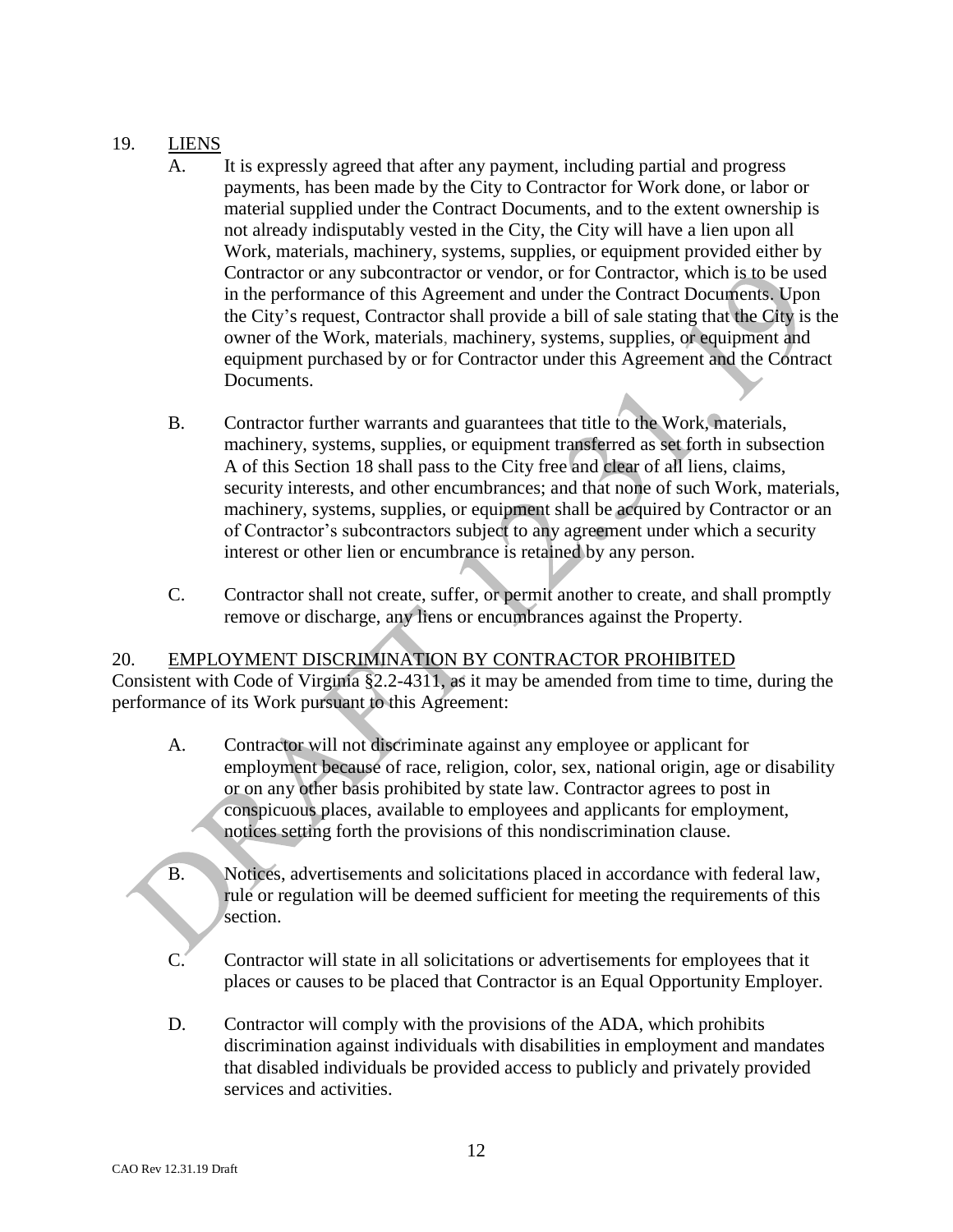19. <u>LIENS</u>

A. It is expressly agreed that after any payment, including partial and progress payments, has been made by the City to Contractor for Work done, or labor or material supplied under the Contract Documents, and to the extent ownership is not already indisputably vested in the City, the City will have a lien upon all Work, materials, machinery, systems, supplies, or equipment provided either by Contractor or any subcontractor or vendor, or for Contractor, which is to be used in the performance of this Agreement and under the Contract Documents. Upon the City's request, Contractor shall provide a bill of sale stating that the City is the owner of the Work, materials, machinery, systems, supplies, or equipment and equipment purchased by or for Contractor under this Agreement and the Contract Documents.

B. Contractor further warrants and guarantees that title to the Work, materials, machinery, systems, supplies, or equipment transferred as set forth in subsection A of this Section 18 shall pass to the City free and clear of all liens, claims, security interests, and other encumbrances; and that none of such Work, materials, machinery, systems, supplies, or equipment shall be acquired by Contractor or an of Contractor's subcontractors subject to any agreement under which a security interest or other lien or encumbrance is retained by any person.

C. Contractor shall not create, suffer, or permit another to create, and shall promptly remove or discharge, any liens or encumbrances against the Property.

20. <u>EMPLOYMENT DISCRIMINATION BY CONTRACTOR PROHIBITED</u>

Consistent with Code of Virginia §2.2-4311, as it may be amended from time to time, during the performance of its Work pursuant to this Agreement:

A. Contractor will not discriminate against any employee or applicant for employment because of race, religion, color, sex, national origin, age or disability or on any other basis prohibited by state law. Contractor agrees to post in conspicuous places, available to employees and applicants for employment, notices setting forth the provisions of this nondiscrimination clause.

B. Notices, advertisements and solicitations placed in accordance with federal law, rule or regulation will be deemed sufficient for meeting the requirements of this section.

C. Contractor will state in all solicitations or advertisements for employees that it places or causes to be placed that Contractor is an Equal Opportunity Employer.

D. Contractor will comply with the provisions of the ADA, which prohibits discrimination against individuals with disabilities in employment and mandates that disabled individuals be provided access to publicly and privately provided services and activities.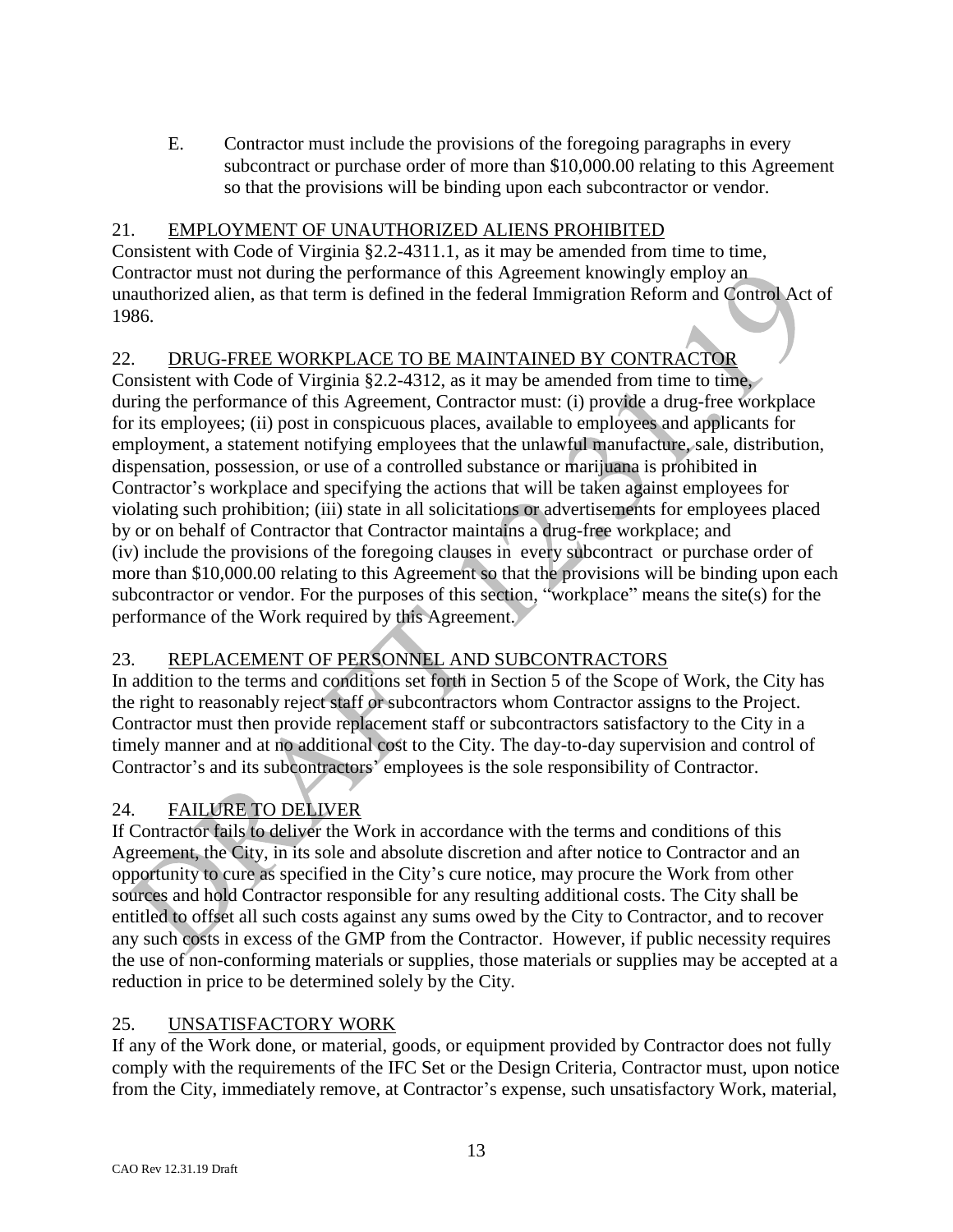E. Contractor must include the provisions of the foregoing paragraphs in every subcontract or purchase order of more than $10,000.00 relating to this Agreement so that the provisions will be binding upon each subcontractor or vendor.

## 21. EMPLOYMENT OF UNAUTHORIZED ALIENS PROHIBITED

Consistent with Code of Virginia §2.2-4311.1, as it may be amended from time to time, Contractor must not during the performance of this Agreement knowingly employ an unauthorized alien, as that term is defined in the federal Immigration Reform and Control Act of 1986.

## 22. DRUG-FREE WORKPLACE TO BE MAINTAINED BY CONTRACTOR

Consistent with Code of Virginia §2.2-4312, as it may be amended from time to time, during the performance of this Agreement, Contractor must: (i) provide a drug-free workplace for its employees; (ii) post in conspicuous places, available to employees and applicants for employment, a statement notifying employees that the unlawful manufacture, sale, distribution, dispensation, possession, or use of a controlled substance or marijuana is prohibited in Contractor's workplace and specifying the actions that will be taken against employees for violating such prohibition; (iii) state in all solicitations or advertisements for employees placed by or on behalf of Contractor that Contractor maintains a drug-free workplace; and (iv) include the provisions of the foregoing clauses in every subcontract or purchase order of more than $10,000.00 relating to this Agreement so that the provisions will be binding upon each subcontractor or vendor. For the purposes of this section, "workplace" means the site(s) for the performance of the Work required by this Agreement.

## 23. REPLACEMENT OF PERSONNEL AND SUBCONTRACTORS

In addition to the terms and conditions set forth in Section 5 of the Scope of Work, the City has the right to reasonably reject staff or subcontractors whom Contractor assigns to the Project. Contractor must then provide replacement staff or subcontractors satisfactory to the City in a timely manner and at no additional cost to the City. The day-to-day supervision and control of Contractor's and its subcontractors' employees is the sole responsibility of Contractor.

## 24. FAILURE TO DELIVER

If Contractor fails to deliver the Work in accordance with the terms and conditions of this Agreement, the City, in its sole and absolute discretion and after notice to Contractor and an opportunity to cure as specified in the City's cure notice, may procure the Work from other sources and hold Contractor responsible for any resulting additional costs. The City shall be entitled to offset all such costs against any sums owed by the City to Contractor, and to recover any such costs in excess of the GMP from the Contractor. However, if public necessity requires the use of non-conforming materials or supplies, those materials or supplies may be accepted at a reduction in price to be determined solely by the City.

## 25. UNSATISFACTORY WORK

If any of the Work done, or material, goods, or equipment provided by Contractor does not fully comply with the requirements of the IFC Set or the Design Criteria, Contractor must, upon notice from the City, immediately remove, at Contractor's expense, such unsatisfactory Work, material,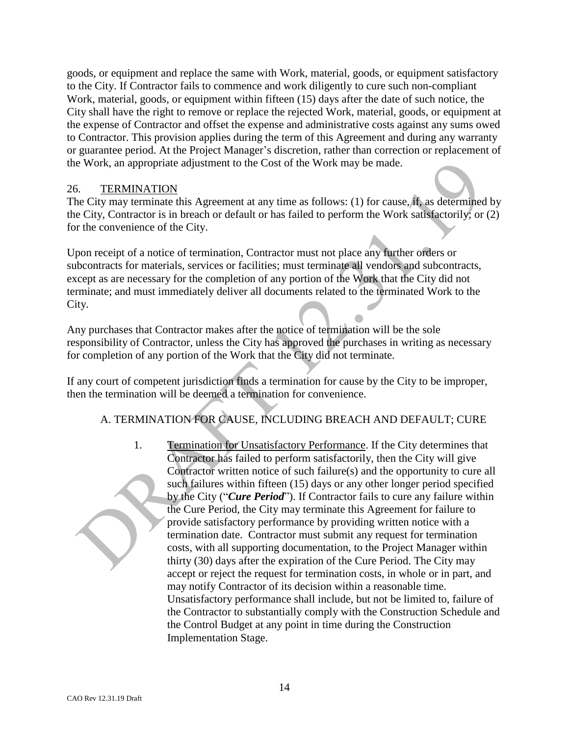goods, or equipment and replace the same with Work, material, goods, or equipment satisfactory to the City. If Contractor fails to commence and work diligently to cure such non-compliant Work, material, goods, or equipment within fifteen (15) days after the date of such notice, the City shall have the right to remove or replace the rejected Work, material, goods, or equipment at the expense of Contractor and offset the expense and administrative costs against any sums owed to Contractor. This provision applies during the term of this Agreement and during any warranty or guarantee period. At the Project Manager's discretion, rather than correction or replacement of the Work, an appropriate adjustment to the Cost of the Work may be made.

## 26. TERMINATION

The City may terminate this Agreement at any time as follows: (1) for cause, if, as determined by the City, Contractor is in breach or default or has failed to perform the Work satisfactorily; or (2) for the convenience of the City.

Upon receipt of a notice of termination, Contractor must not place any further orders or subcontracts for materials, services or facilities; must terminate all vendors and subcontracts, except as are necessary for the completion of any portion of the Work that the City did not terminate; and must immediately deliver all documents related to the terminated Work to the City.

Any purchases that Contractor makes after the notice of termination will be the sole responsibility of Contractor, unless the City has approved the purchases in writing as necessary for completion of any portion of the Work that the City did not terminate.

If any court of competent jurisdiction finds a termination for cause by the City to be improper, then the termination will be deemed a termination for convenience.

### A. TERMINATION FOR CAUSE, INCLUDING BREACH AND DEFAULT; CURE

1. Termination for Unsatisfactory Performance. If the City determines that Contractor has failed to perform satisfactorily, then the City will give Contractor written notice of such failure(s) and the opportunity to cure all such failures within fifteen (15) days or any other longer period specified by the City ("***Cure Period***"). If Contractor fails to cure any failure within the Cure Period, the City may terminate this Agreement for failure to provide satisfactory performance by providing written notice with a termination date. Contractor must submit any request for termination costs, with all supporting documentation, to the Project Manager within thirty (30) days after the expiration of the Cure Period. The City may accept or reject the request for termination costs, in whole or in part, and may notify Contractor of its decision within a reasonable time. Unsatisfactory performance shall include, but not be limited to, failure of the Contractor to substantially comply with the Construction Schedule and the Control Budget at any point in time during the Construction Implementation Stage.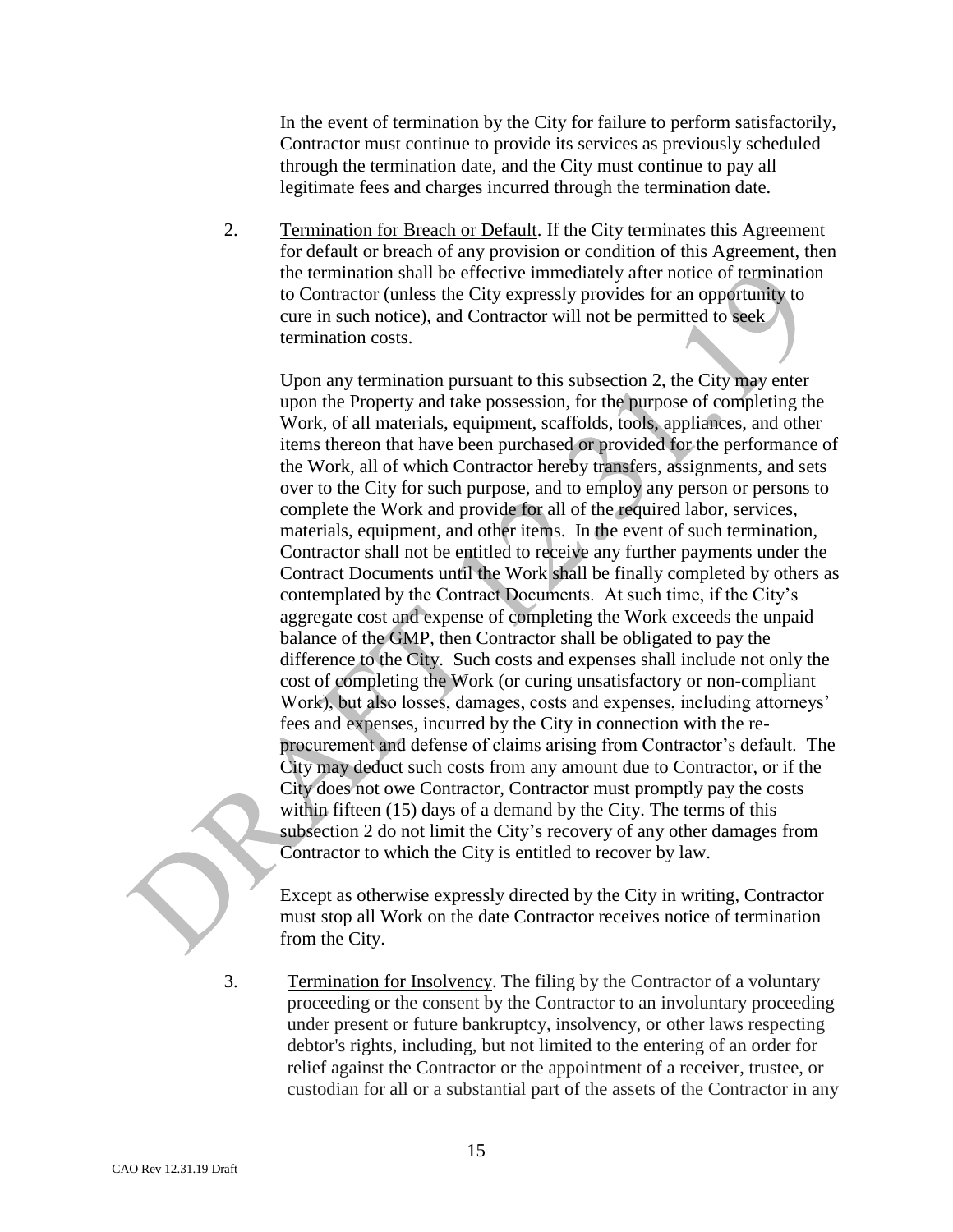In the event of termination by the City for failure to perform satisfactorily, Contractor must continue to provide its services as previously scheduled through the termination date, and the City must continue to pay all legitimate fees and charges incurred through the termination date.

2. Termination for Breach or Default. If the City terminates this Agreement for default or breach of any provision or condition of this Agreement, then the termination shall be effective immediately after notice of termination to Contractor (unless the City expressly provides for an opportunity to cure in such notice), and Contractor will not be permitted to seek termination costs.

   Upon any termination pursuant to this subsection 2, the City may enter upon the Property and take possession, for the purpose of completing the Work, of all materials, equipment, scaffolds, tools, appliances, and other items thereon that have been purchased or provided for the performance of the Work, all of which Contractor hereby transfers, assignments, and sets over to the City for such purpose, and to employ any person or persons to complete the Work and provide for all of the required labor, services, materials, equipment, and other items. In the event of such termination, Contractor shall not be entitled to receive any further payments under the Contract Documents until the Work shall be finally completed by others as contemplated by the Contract Documents. At such time, if the City's aggregate cost and expense of completing the Work exceeds the unpaid balance of the GMP, then Contractor shall be obligated to pay the difference to the City. Such costs and expenses shall include not only the cost of completing the Work (or curing unsatisfactory or non-compliant Work), but also losses, damages, costs and expenses, including attorneys' fees and expenses, incurred by the City in connection with the re-procurement and defense of claims arising from Contractor's default. The City may deduct such costs from any amount due to Contractor, or if the City does not owe Contractor, Contractor must promptly pay the costs within fifteen (15) days of a demand by the City. The terms of this subsection 2 do not limit the City's recovery of any other damages from Contractor to which the City is entitled to recover by law.

   Except as otherwise expressly directed by the City in writing, Contractor must stop all Work on the date Contractor receives notice of termination from the City.

3. Termination for Insolvency. The filing by the Contractor of a voluntary proceeding or the consent by the Contractor to an involuntary proceeding under present or future bankruptcy, insolvency, or other laws respecting debtor's rights, including, but not limited to the entering of an order for relief against the Contractor or the appointment of a receiver, trustee, or custodian for all or a substantial part of the assets of the Contractor in any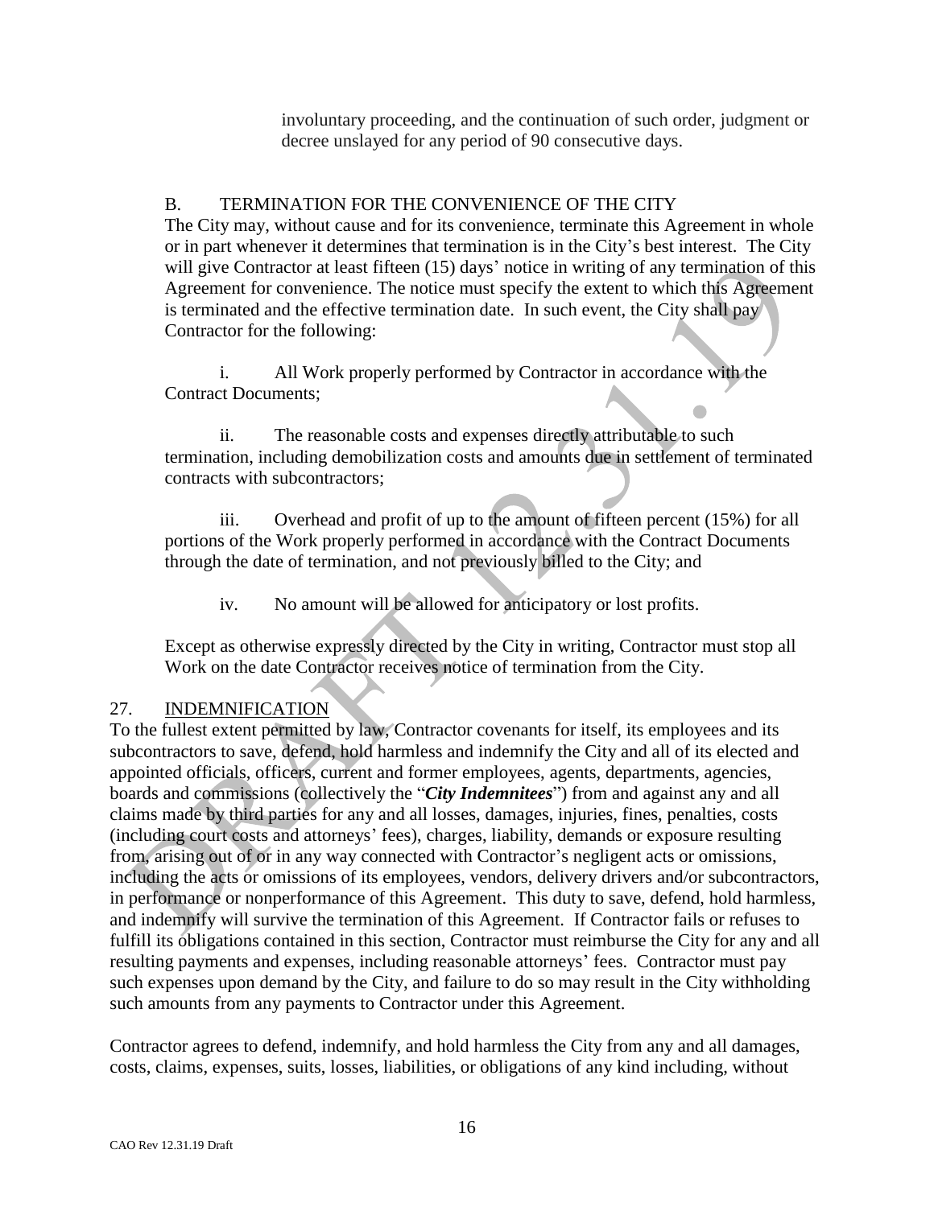involuntary proceeding, and the continuation of such order, judgment or decree unslayed for any period of 90 consecutive days.

B. TERMINATION FOR THE CONVENIENCE OF THE CITY

The City may, without cause and for its convenience, terminate this Agreement in whole or in part whenever it determines that termination is in the City's best interest. The City will give Contractor at least fifteen (15) days' notice in writing of any termination of this Agreement for convenience. The notice must specify the extent to which this Agreement is terminated and the effective termination date. In such event, the City shall pay Contractor for the following:

i. All Work properly performed by Contractor in accordance with the Contract Documents;

ii. The reasonable costs and expenses directly attributable to such termination, including demobilization costs and amounts due in settlement of terminated contracts with subcontractors;

iii. Overhead and profit of up to the amount of fifteen percent (15%) for all portions of the Work properly performed in accordance with the Contract Documents through the date of termination, and not previously billed to the City; and

iv. No amount will be allowed for anticipatory or lost profits.

Except as otherwise expressly directed by the City in writing, Contractor must stop all Work on the date Contractor receives notice of termination from the City.

## 27. INDEMNIFICATION

To the fullest extent permitted by law, Contractor covenants for itself, its employees and its subcontractors to save, defend, hold harmless and indemnify the City and all of its elected and appointed officials, officers, current and former employees, agents, departments, agencies, boards and commissions (collectively the "***City Indemnitees***") from and against any and all claims made by third parties for any and all losses, damages, injuries, fines, penalties, costs (including court costs and attorneys' fees), charges, liability, demands or exposure resulting from, arising out of or in any way connected with Contractor's negligent acts or omissions, including the acts or omissions of its employees, vendors, delivery drivers and/or subcontractors, in performance or nonperformance of this Agreement. This duty to save, defend, hold harmless, and indemnify will survive the termination of this Agreement. If Contractor fails or refuses to fulfill its obligations contained in this section, Contractor must reimburse the City for any and all resulting payments and expenses, including reasonable attorneys' fees. Contractor must pay such expenses upon demand by the City, and failure to do so may result in the City withholding such amounts from any payments to Contractor under this Agreement.

Contractor agrees to defend, indemnify, and hold harmless the City from any and all damages, costs, claims, expenses, suits, losses, liabilities, or obligations of any kind including, without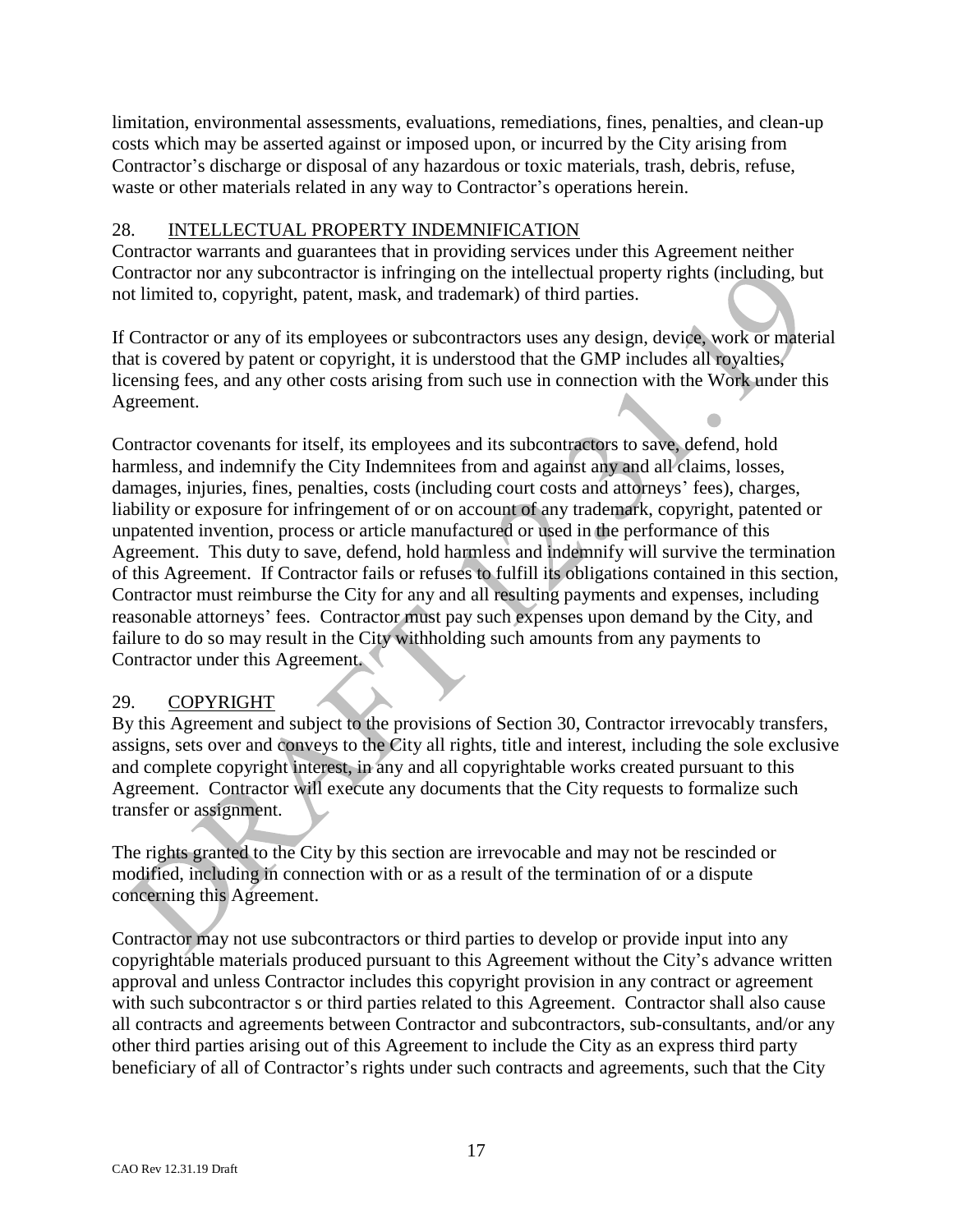limitation, environmental assessments, evaluations, remediations, fines, penalties, and clean-up costs which may be asserted against or imposed upon, or incurred by the City arising from Contractor's discharge or disposal of any hazardous or toxic materials, trash, debris, refuse, waste or other materials related in any way to Contractor's operations herein.

## 28. INTELLECTUAL PROPERTY INDEMNIFICATION

Contractor warrants and guarantees that in providing services under this Agreement neither Contractor nor any subcontractor is infringing on the intellectual property rights (including, but not limited to, copyright, patent, mask, and trademark) of third parties.

If Contractor or any of its employees or subcontractors uses any design, device, work or material that is covered by patent or copyright, it is understood that the GMP includes all royalties, licensing fees, and any other costs arising from such use in connection with the Work under this Agreement.

Contractor covenants for itself, its employees and its subcontractors to save, defend, hold harmless, and indemnify the City Indemnitees from and against any and all claims, losses, damages, injuries, fines, penalties, costs (including court costs and attorneys' fees), charges, liability or exposure for infringement of or on account of any trademark, copyright, patented or unpatented invention, process or article manufactured or used in the performance of this Agreement. This duty to save, defend, hold harmless and indemnify will survive the termination of this Agreement. If Contractor fails or refuses to fulfill its obligations contained in this section, Contractor must reimburse the City for any and all resulting payments and expenses, including reasonable attorneys' fees. Contractor must pay such expenses upon demand by the City, and failure to do so may result in the City withholding such amounts from any payments to Contractor under this Agreement.

## 29. COPYRIGHT

By this Agreement and subject to the provisions of Section 30, Contractor irrevocably transfers, assigns, sets over and conveys to the City all rights, title and interest, including the sole exclusive and complete copyright interest, in any and all copyrightable works created pursuant to this Agreement. Contractor will execute any documents that the City requests to formalize such transfer or assignment.

The rights granted to the City by this section are irrevocable and may not be rescinded or modified, including in connection with or as a result of the termination of or a dispute concerning this Agreement.

Contractor may not use subcontractors or third parties to develop or provide input into any copyrightable materials produced pursuant to this Agreement without the City's advance written approval and unless Contractor includes this copyright provision in any contract or agreement with such subcontractor s or third parties related to this Agreement. Contractor shall also cause all contracts and agreements between Contractor and subcontractors, sub-consultants, and/or any other third parties arising out of this Agreement to include the City as an express third party beneficiary of all of Contractor's rights under such contracts and agreements, such that the City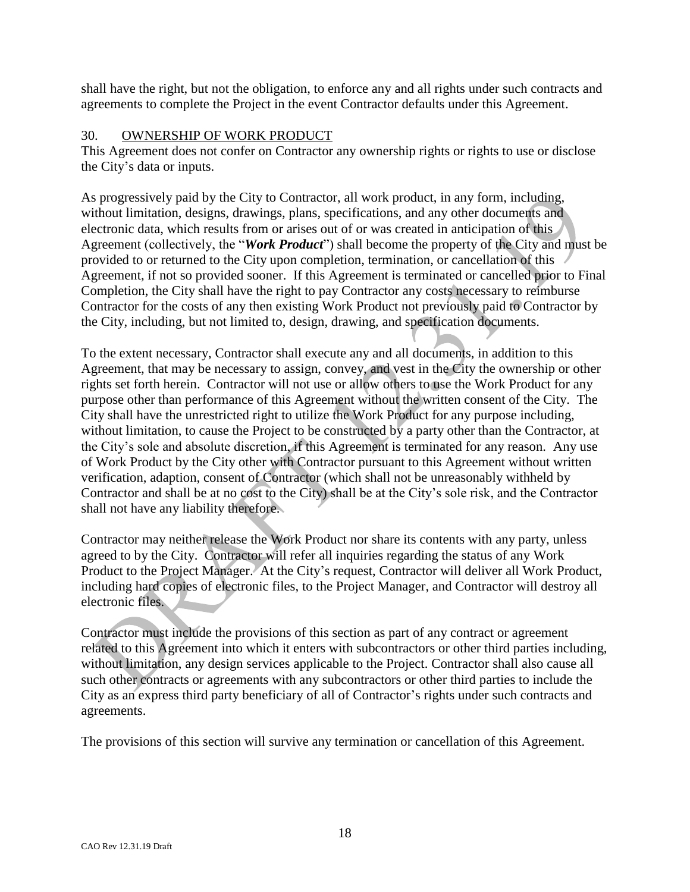shall have the right, but not the obligation, to enforce any and all rights under such contracts and agreements to complete the Project in the event Contractor defaults under this Agreement.

## 30. OWNERSHIP OF WORK PRODUCT

This Agreement does not confer on Contractor any ownership rights or rights to use or disclose the City's data or inputs.

As progressively paid by the City to Contractor, all work product, in any form, including, without limitation, designs, drawings, plans, specifications, and any other documents and electronic data, which results from or arises out of or was created in anticipation of this Agreement (collectively, the "***Work Product***") shall become the property of the City and must be provided to or returned to the City upon completion, termination, or cancellation of this Agreement, if not so provided sooner. If this Agreement is terminated or cancelled prior to Final Completion, the City shall have the right to pay Contractor any costs necessary to reimburse Contractor for the costs of any then existing Work Product not previously paid to Contractor by the City, including, but not limited to, design, drawing, and specification documents.

To the extent necessary, Contractor shall execute any and all documents, in addition to this Agreement, that may be necessary to assign, convey, and vest in the City the ownership or other rights set forth herein. Contractor will not use or allow others to use the Work Product for any purpose other than performance of this Agreement without the written consent of the City. The City shall have the unrestricted right to utilize the Work Product for any purpose including, without limitation, to cause the Project to be constructed by a party other than the Contractor, at the City's sole and absolute discretion, if this Agreement is terminated for any reason. Any use of Work Product by the City other with Contractor pursuant to this Agreement without written verification, adaption, consent of Contractor (which shall not be unreasonably withheld by Contractor and shall be at no cost to the City) shall be at the City's sole risk, and the Contractor shall not have any liability therefore.

Contractor may neither release the Work Product nor share its contents with any party, unless agreed to by the City. Contractor will refer all inquiries regarding the status of any Work Product to the Project Manager. At the City's request, Contractor will deliver all Work Product, including hard copies of electronic files, to the Project Manager, and Contractor will destroy all electronic files.

Contractor must include the provisions of this section as part of any contract or agreement related to this Agreement into which it enters with subcontractors or other third parties including, without limitation, any design services applicable to the Project. Contractor shall also cause all such other contracts or agreements with any subcontractors or other third parties to include the City as an express third party beneficiary of all of Contractor's rights under such contracts and agreements.

The provisions of this section will survive any termination or cancellation of this Agreement.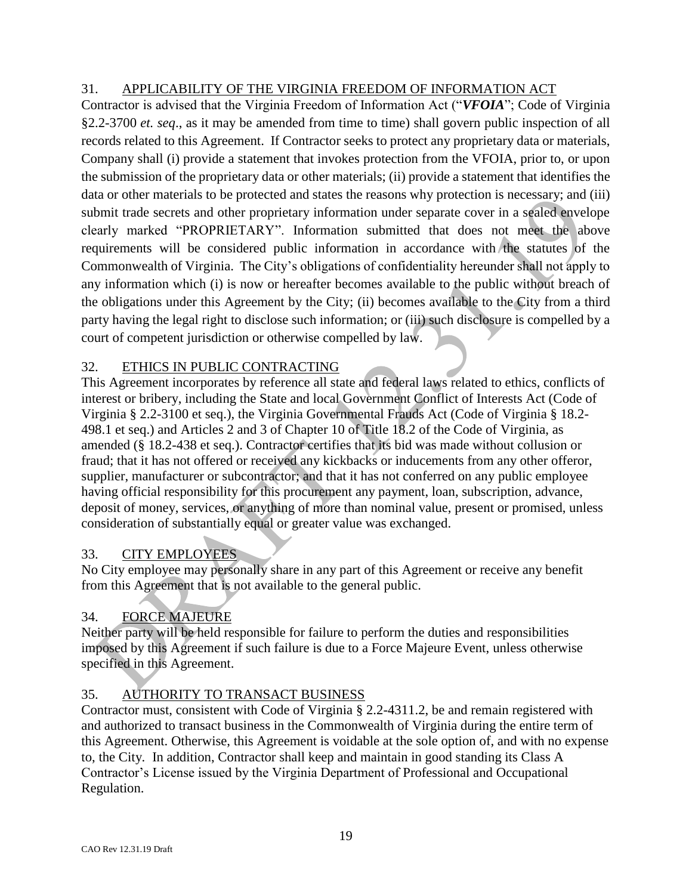## 31. APPLICABILITY OF THE VIRGINIA FREEDOM OF INFORMATION ACT

Contractor is advised that the Virginia Freedom of Information Act ("***VFOIA***"; Code of Virginia §2.2-3700 *et. seq*., as it may be amended from time to time) shall govern public inspection of all records related to this Agreement. If Contractor seeks to protect any proprietary data or materials, Company shall (i) provide a statement that invokes protection from the VFOIA, prior to, or upon the submission of the proprietary data or other materials; (ii) provide a statement that identifies the data or other materials to be protected and states the reasons why protection is necessary; and (iii) submit trade secrets and other proprietary information under separate cover in a sealed envelope clearly marked "PROPRIETARY". Information submitted that does not meet the above requirements will be considered public information in accordance with the statutes of the Commonwealth of Virginia. The City's obligations of confidentiality hereunder shall not apply to any information which (i) is now or hereafter becomes available to the public without breach of the obligations under this Agreement by the City; (ii) becomes available to the City from a third party having the legal right to disclose such information; or (iii) such disclosure is compelled by a court of competent jurisdiction or otherwise compelled by law.

## 32. ETHICS IN PUBLIC CONTRACTING

This Agreement incorporates by reference all state and federal laws related to ethics, conflicts of interest or bribery, including the State and local Government Conflict of Interests Act (Code of Virginia § 2.2-3100 et seq.), the Virginia Governmental Frauds Act (Code of Virginia § 18.2-498.1 et seq.) and Articles 2 and 3 of Chapter 10 of Title 18.2 of the Code of Virginia, as amended (§ 18.2-438 et seq.). Contractor certifies that its bid was made without collusion or fraud; that it has not offered or received any kickbacks or inducements from any other offeror, supplier, manufacturer or subcontractor; and that it has not conferred on any public employee having official responsibility for this procurement any payment, loan, subscription, advance, deposit of money, services, or anything of more than nominal value, present or promised, unless consideration of substantially equal or greater value was exchanged.

## 33. CITY EMPLOYEES

No City employee may personally share in any part of this Agreement or receive any benefit from this Agreement that is not available to the general public.

## 34. FORCE MAJEURE

Neither party will be held responsible for failure to perform the duties and responsibilities imposed by this Agreement if such failure is due to a Force Majeure Event, unless otherwise specified in this Agreement.

## 35. AUTHORITY TO TRANSACT BUSINESS

Contractor must, consistent with Code of Virginia § 2.2-4311.2, be and remain registered with and authorized to transact business in the Commonwealth of Virginia during the entire term of this Agreement. Otherwise, this Agreement is voidable at the sole option of, and with no expense to, the City. In addition, Contractor shall keep and maintain in good standing its Class A Contractor's License issued by the Virginia Department of Professional and Occupational Regulation.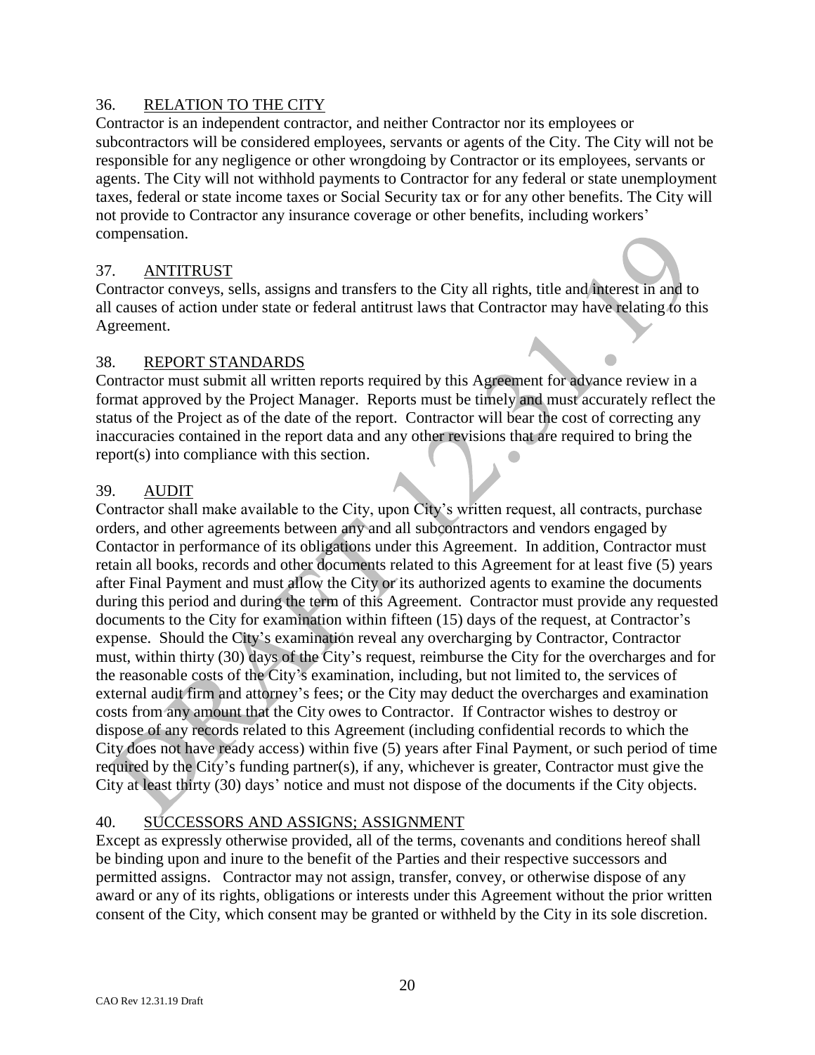## 36. RELATION TO THE CITY

Contractor is an independent contractor, and neither Contractor nor its employees or subcontractors will be considered employees, servants or agents of the City. The City will not be responsible for any negligence or other wrongdoing by Contractor or its employees, servants or agents. The City will not withhold payments to Contractor for any federal or state unemployment taxes, federal or state income taxes or Social Security tax or for any other benefits. The City will not provide to Contractor any insurance coverage or other benefits, including workers' compensation.

## 37. ANTITRUST

Contractor conveys, sells, assigns and transfers to the City all rights, title and interest in and to all causes of action under state or federal antitrust laws that Contractor may have relating to this Agreement.

## 38. REPORT STANDARDS

Contractor must submit all written reports required by this Agreement for advance review in a format approved by the Project Manager. Reports must be timely and must accurately reflect the status of the Project as of the date of the report. Contractor will bear the cost of correcting any inaccuracies contained in the report data and any other revisions that are required to bring the report(s) into compliance with this section.

## 39. AUDIT

Contractor shall make available to the City, upon City's written request, all contracts, purchase orders, and other agreements between any and all subcontractors and vendors engaged by Contactor in performance of its obligations under this Agreement. In addition, Contractor must retain all books, records and other documents related to this Agreement for at least five (5) years after Final Payment and must allow the City or its authorized agents to examine the documents during this period and during the term of this Agreement. Contractor must provide any requested documents to the City for examination within fifteen (15) days of the request, at Contractor's expense. Should the City's examination reveal any overcharging by Contractor, Contractor must, within thirty (30) days of the City's request, reimburse the City for the overcharges and for the reasonable costs of the City's examination, including, but not limited to, the services of external audit firm and attorney's fees; or the City may deduct the overcharges and examination costs from any amount that the City owes to Contractor. If Contractor wishes to destroy or dispose of any records related to this Agreement (including confidential records to which the City does not have ready access) within five (5) years after Final Payment, or such period of time required by the City's funding partner(s), if any, whichever is greater, Contractor must give the City at least thirty (30) days' notice and must not dispose of the documents if the City objects.

## 40. SUCCESSORS AND ASSIGNS; ASSIGNMENT

Except as expressly otherwise provided, all of the terms, covenants and conditions hereof shall be binding upon and inure to the benefit of the Parties and their respective successors and permitted assigns. Contractor may not assign, transfer, convey, or otherwise dispose of any award or any of its rights, obligations or interests under this Agreement without the prior written consent of the City, which consent may be granted or withheld by the City in its sole discretion.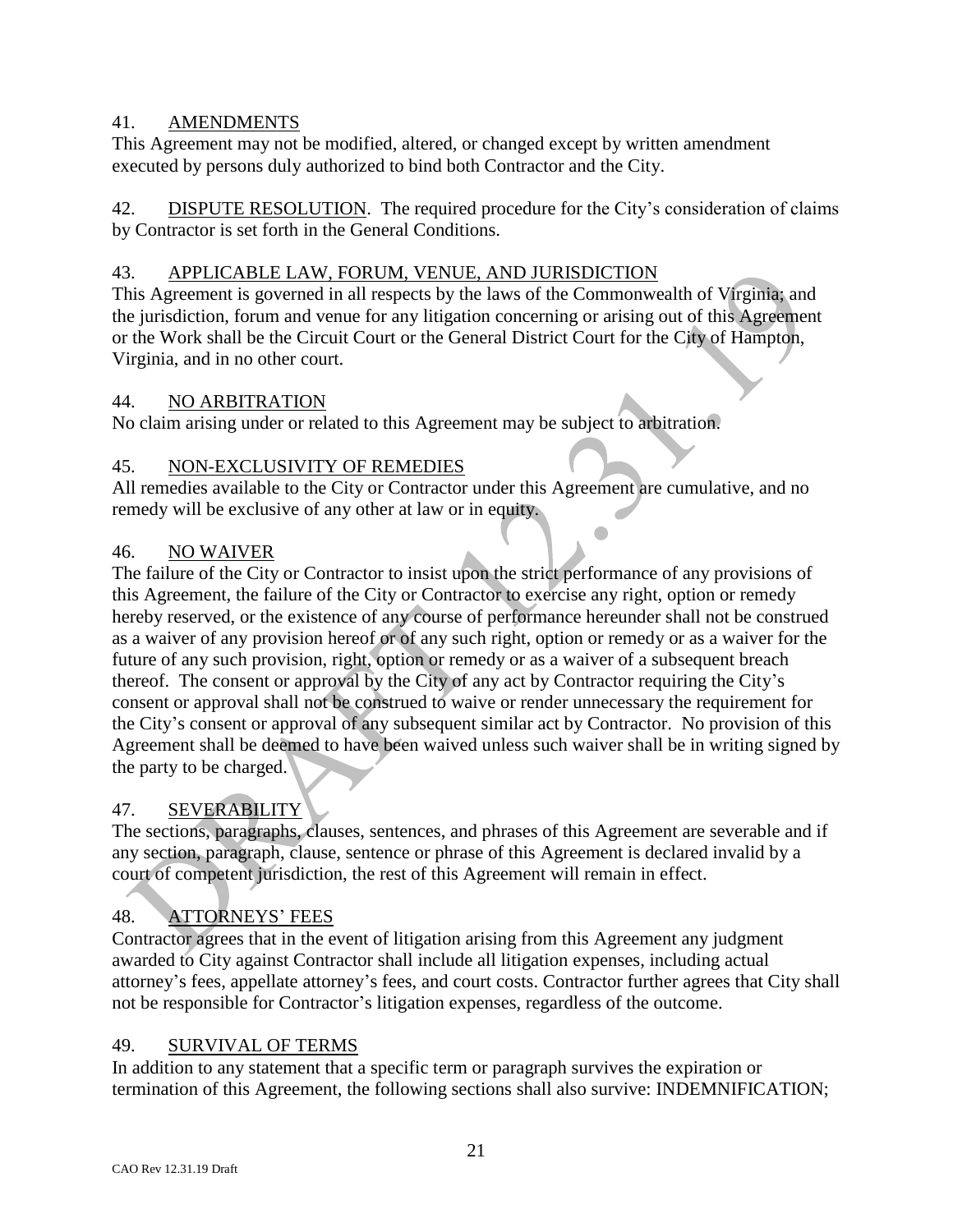41. AMENDMENTS

This Agreement may not be modified, altered, or changed except by written amendment executed by persons duly authorized to bind both Contractor and the City.

42. DISPUTE RESOLUTION. The required procedure for the City's consideration of claims by Contractor is set forth in the General Conditions.

43. APPLICABLE LAW, FORUM, VENUE, AND JURISDICTION

This Agreement is governed in all respects by the laws of the Commonwealth of Virginia; and the jurisdiction, forum and venue for any litigation concerning or arising out of this Agreement or the Work shall be the Circuit Court or the General District Court for the City of Hampton, Virginia, and in no other court.

44. NO ARBITRATION

No claim arising under or related to this Agreement may be subject to arbitration.

45. NON-EXCLUSIVITY OF REMEDIES

All remedies available to the City or Contractor under this Agreement are cumulative, and no remedy will be exclusive of any other at law or in equity.

46. NO WAIVER

The failure of the City or Contractor to insist upon the strict performance of any provisions of this Agreement, the failure of the City or Contractor to exercise any right, option or remedy hereby reserved, or the existence of any course of performance hereunder shall not be construed as a waiver of any provision hereof or of any such right, option or remedy or as a waiver for the future of any such provision, right, option or remedy or as a waiver of a subsequent breach thereof. The consent or approval by the City of any act by Contractor requiring the City's consent or approval shall not be construed to waive or render unnecessary the requirement for the City's consent or approval of any subsequent similar act by Contractor. No provision of this Agreement shall be deemed to have been waived unless such waiver shall be in writing signed by the party to be charged.

47. SEVERABILITY

The sections, paragraphs, clauses, sentences, and phrases of this Agreement are severable and if any section, paragraph, clause, sentence or phrase of this Agreement is declared invalid by a court of competent jurisdiction, the rest of this Agreement will remain in effect.

48. ATTORNEYS' FEES

Contractor agrees that in the event of litigation arising from this Agreement any judgment awarded to City against Contractor shall include all litigation expenses, including actual attorney's fees, appellate attorney's fees, and court costs. Contractor further agrees that City shall not be responsible for Contractor's litigation expenses, regardless of the outcome.

49. SURVIVAL OF TERMS

In addition to any statement that a specific term or paragraph survives the expiration or termination of this Agreement, the following sections shall also survive: INDEMNIFICATION;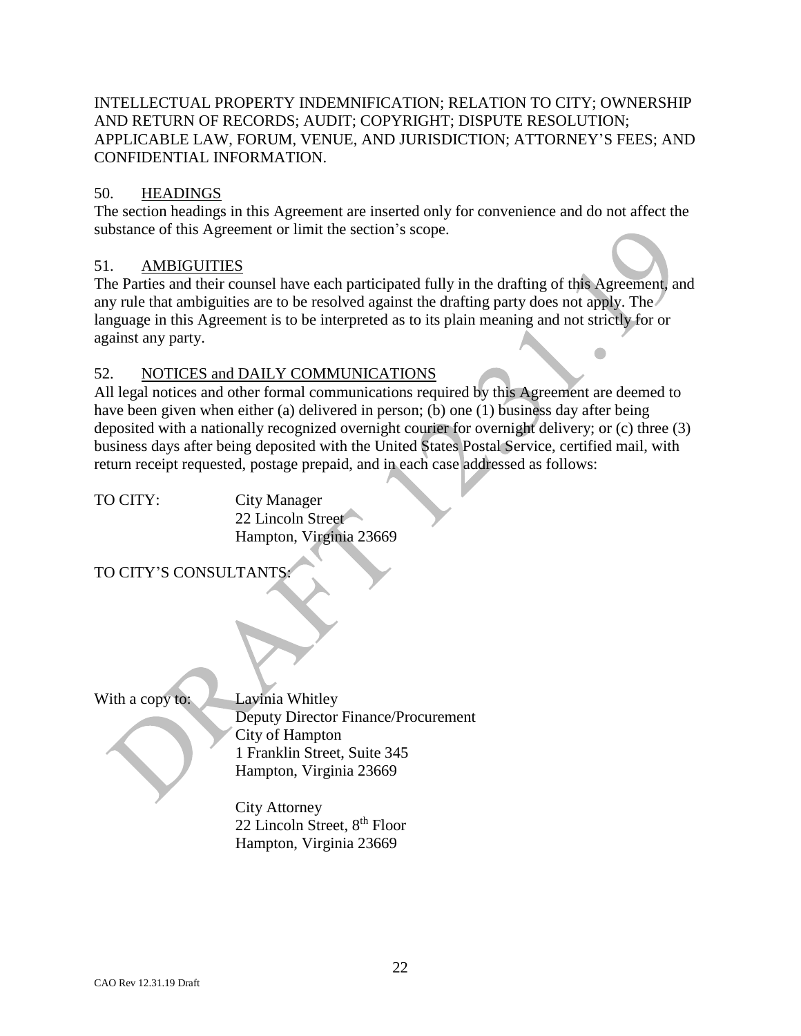INTELLECTUAL PROPERTY INDEMNIFICATION; RELATION TO CITY; OWNERSHIP AND RETURN OF RECORDS; AUDIT; COPYRIGHT; DISPUTE RESOLUTION; APPLICABLE LAW, FORUM, VENUE, AND JURISDICTION; ATTORNEY'S FEES; AND CONFIDENTIAL INFORMATION.

## 50. HEADINGS

The section headings in this Agreement are inserted only for convenience and do not affect the substance of this Agreement or limit the section's scope.

## 51. AMBIGUITIES

The Parties and their counsel have each participated fully in the drafting of this Agreement, and any rule that ambiguities are to be resolved against the drafting party does not apply. The language in this Agreement is to be interpreted as to its plain meaning and not strictly for or against any party.

## 52. NOTICES and DAILY COMMUNICATIONS

All legal notices and other formal communications required by this Agreement are deemed to have been given when either (a) delivered in person; (b) one (1) business day after being deposited with a nationally recognized overnight courier for overnight delivery; or (c) three (3) business days after being deposited with the United States Postal Service, certified mail, with return receipt requested, postage prepaid, and in each case addressed as follows:

TO CITY: City Manager
22 Lincoln Street
Hampton, Virginia 23669

TO CITY'S CONSULTANTS:

With a copy to: Lavinia Whitley
Deputy Director Finance/Procurement
City of Hampton
1 Franklin Street, Suite 345
Hampton, Virginia 23669

City Attorney
22 Lincoln Street, 8th Floor
Hampton, Virginia 23669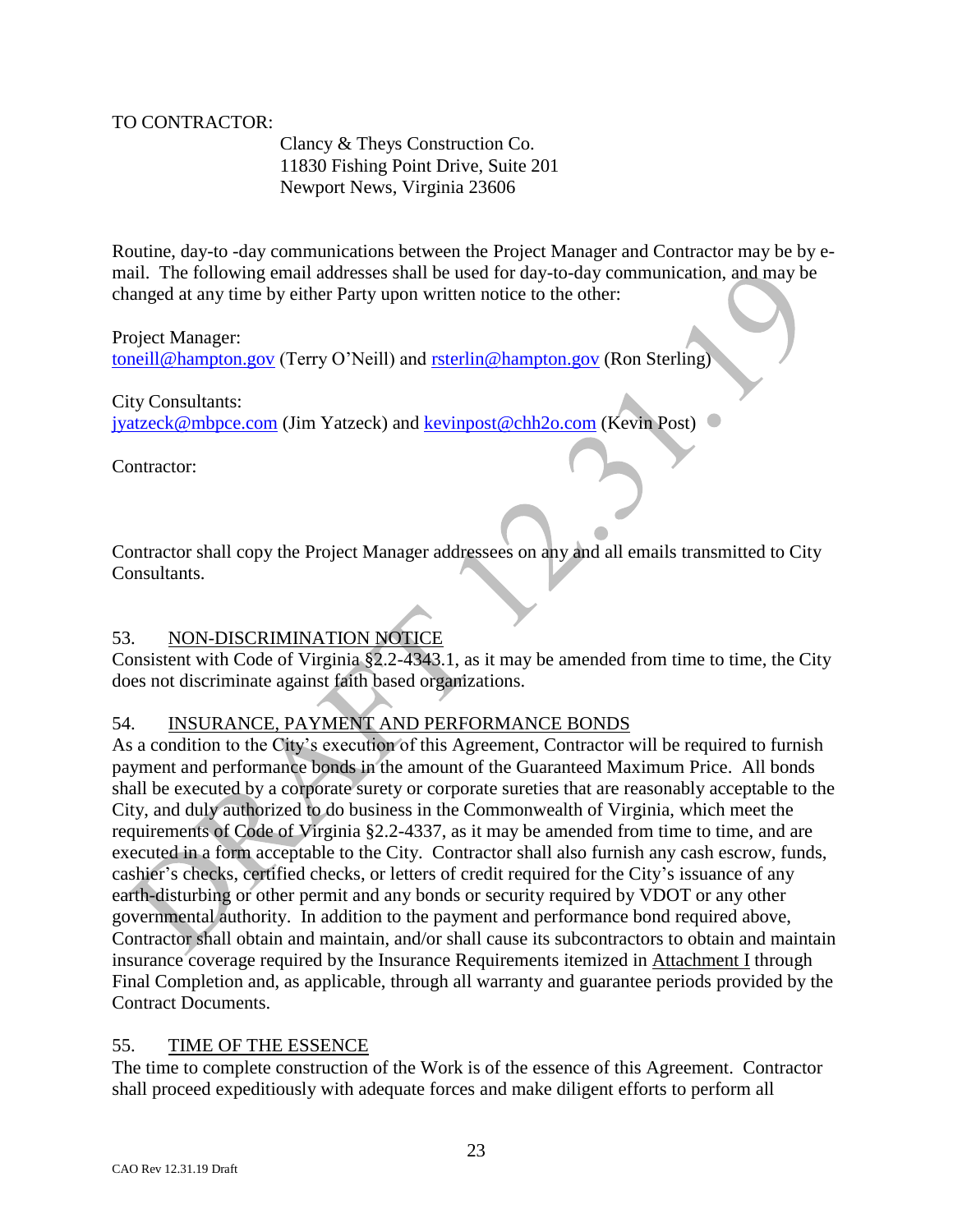TO CONTRACTOR:

Clancy & Theys Construction Co.
11830 Fishing Point Drive, Suite 201
Newport News, Virginia 23606

Routine, day-to -day communications between the Project Manager and Contractor may be by e-mail. The following email addresses shall be used for day-to-day communication, and may be changed at any time by either Party upon written notice to the other:

Project Manager:
toneill@hampton.gov (Terry O'Neill) and rsterlin@hampton.gov (Ron Sterling)

City Consultants:
jyatzeck@mbpce.com (Jim Yatzeck) and kevinpost@chh2o.com (Kevin Post)

Contractor:

Contractor shall copy the Project Manager addressees on any and all emails transmitted to City Consultants.

53. NON-DISCRIMINATION NOTICE

Consistent with Code of Virginia §2.2-4343.1, as it may be amended from time to time, the City does not discriminate against faith based organizations.

54. INSURANCE, PAYMENT AND PERFORMANCE BONDS

As a condition to the City's execution of this Agreement, Contractor will be required to furnish payment and performance bonds in the amount of the Guaranteed Maximum Price. All bonds shall be executed by a corporate surety or corporate sureties that are reasonably acceptable to the City, and duly authorized to do business in the Commonwealth of Virginia, which meet the requirements of Code of Virginia §2.2-4337, as it may be amended from time to time, and are executed in a form acceptable to the City. Contractor shall also furnish any cash escrow, funds, cashier's checks, certified checks, or letters of credit required for the City's issuance of any earth-disturbing or other permit and any bonds or security required by VDOT or any other governmental authority. In addition to the payment and performance bond required above, Contractor shall obtain and maintain, and/or shall cause its subcontractors to obtain and maintain insurance coverage required by the Insurance Requirements itemized in Attachment I through Final Completion and, as applicable, through all warranty and guarantee periods provided by the Contract Documents.

55. TIME OF THE ESSENCE

The time to complete construction of the Work is of the essence of this Agreement. Contractor shall proceed expeditiously with adequate forces and make diligent efforts to perform all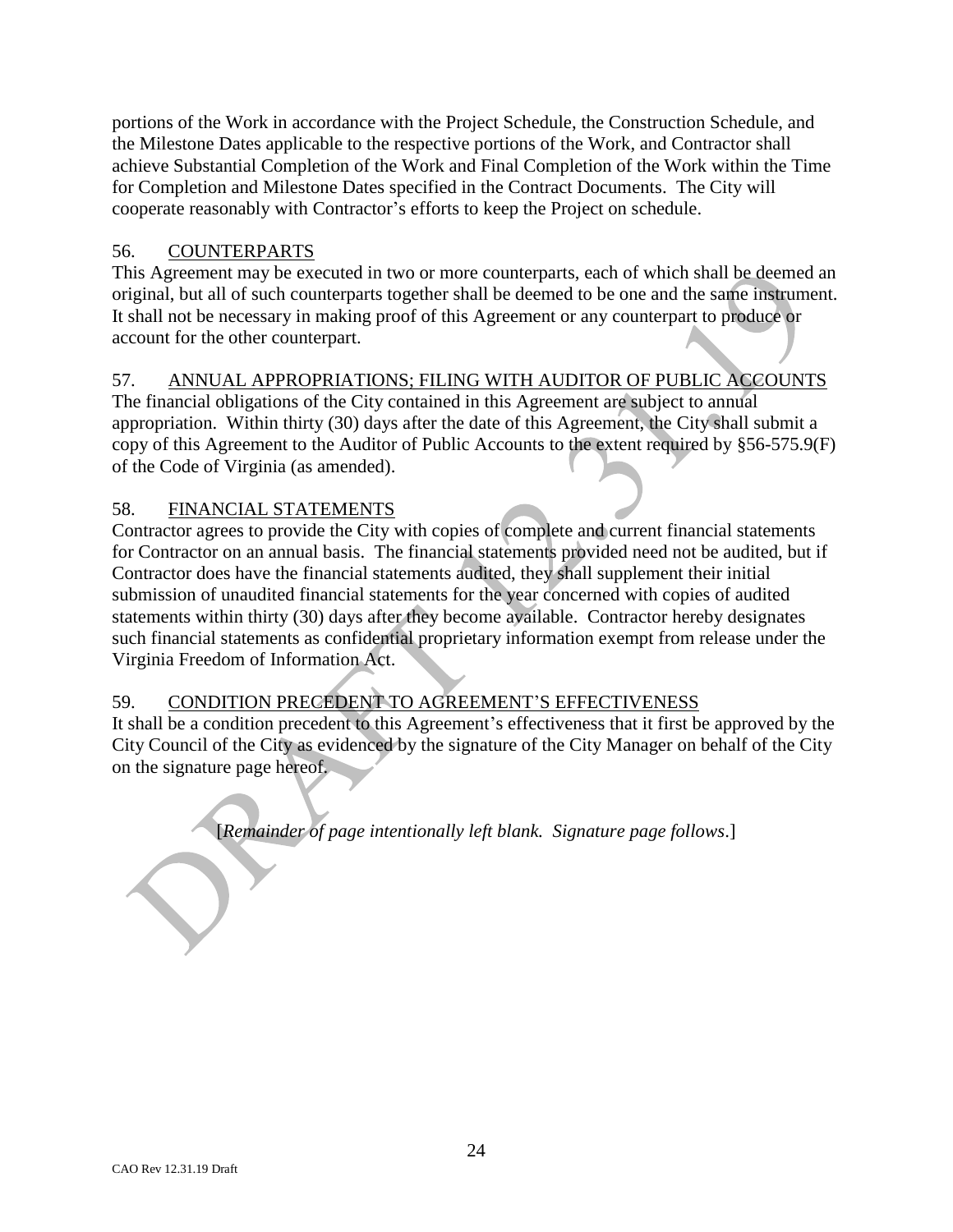portions of the Work in accordance with the Project Schedule, the Construction Schedule, and the Milestone Dates applicable to the respective portions of the Work, and Contractor shall achieve Substantial Completion of the Work and Final Completion of the Work within the Time for Completion and Milestone Dates specified in the Contract Documents. The City will cooperate reasonably with Contractor's efforts to keep the Project on schedule.

## 56. COUNTERPARTS

This Agreement may be executed in two or more counterparts, each of which shall be deemed an original, but all of such counterparts together shall be deemed to be one and the same instrument. It shall not be necessary in making proof of this Agreement or any counterpart to produce or account for the other counterpart.

## 57. ANNUAL APPROPRIATIONS; FILING WITH AUDITOR OF PUBLIC ACCOUNTS

The financial obligations of the City contained in this Agreement are subject to annual appropriation. Within thirty (30) days after the date of this Agreement, the City shall submit a copy of this Agreement to the Auditor of Public Accounts to the extent required by §56-575.9(F) of the Code of Virginia (as amended).

## 58. FINANCIAL STATEMENTS

Contractor agrees to provide the City with copies of complete and current financial statements for Contractor on an annual basis. The financial statements provided need not be audited, but if Contractor does have the financial statements audited, they shall supplement their initial submission of unaudited financial statements for the year concerned with copies of audited statements within thirty (30) days after they become available. Contractor hereby designates such financial statements as confidential proprietary information exempt from release under the Virginia Freedom of Information Act.

## 59. CONDITION PRECEDENT TO AGREEMENT'S EFFECTIVENESS

It shall be a condition precedent to this Agreement's effectiveness that it first be approved by the City Council of the City as evidenced by the signature of the City Manager on behalf of the City on the signature page hereof.

[*Remainder of page intentionally left blank. Signature page follows*.]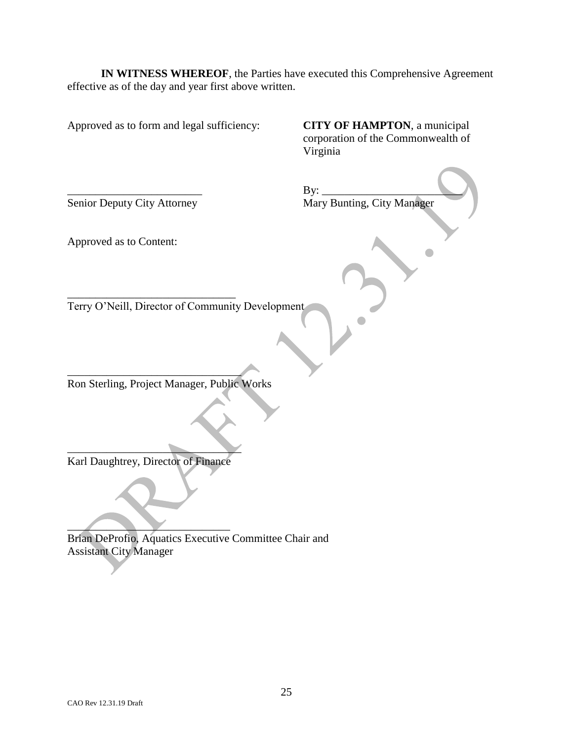**IN WITNESS WHEREOF**, the Parties have executed this Comprehensive Agreement effective as of the day and year first above written.

Approved as to form and legal sufficiency:

________________________
Senior Deputy City Attorney

**CITY OF HAMPTON**, a municipal corporation of the Commonwealth of Virginia

By: ________________________
Mary Bunting, City Manager

Approved as to Content:

______________________________
Terry O'Neill, Director of Community Development

______________________________
Ron Sterling, Project Manager, Public Works

______________________________
Karl Daughtrey, Director of Finance

______________________________
Brian DeProfio, Aquatics Executive Committee Chair and Assistant City Manager

DRAFT 12.31.19

CAO Rev 12.31.19 Draft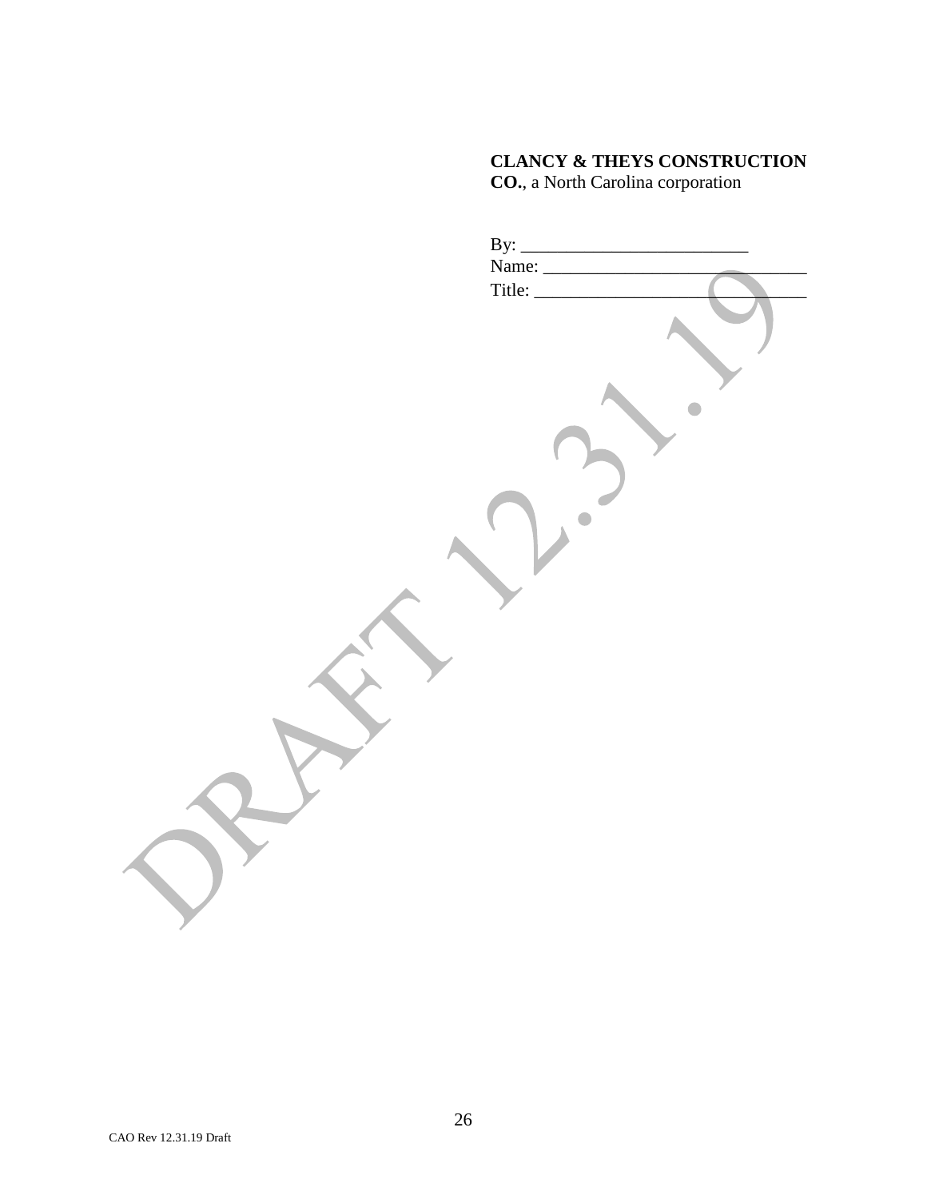**CLANCY & THEYS CONSTRUCTION CO.**, a North Carolina corporation

By: _________________________
Name: _____________________________
Title: _____________________________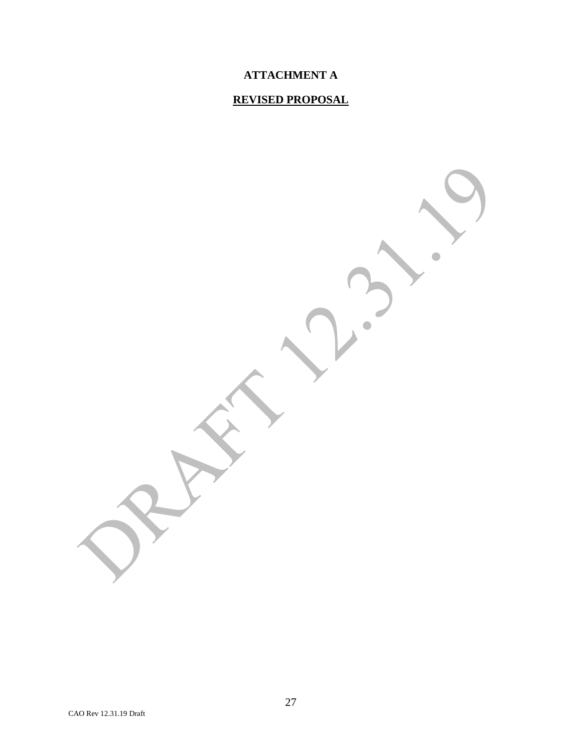**ATTACHMENT A**

**REVISED PROPOSAL**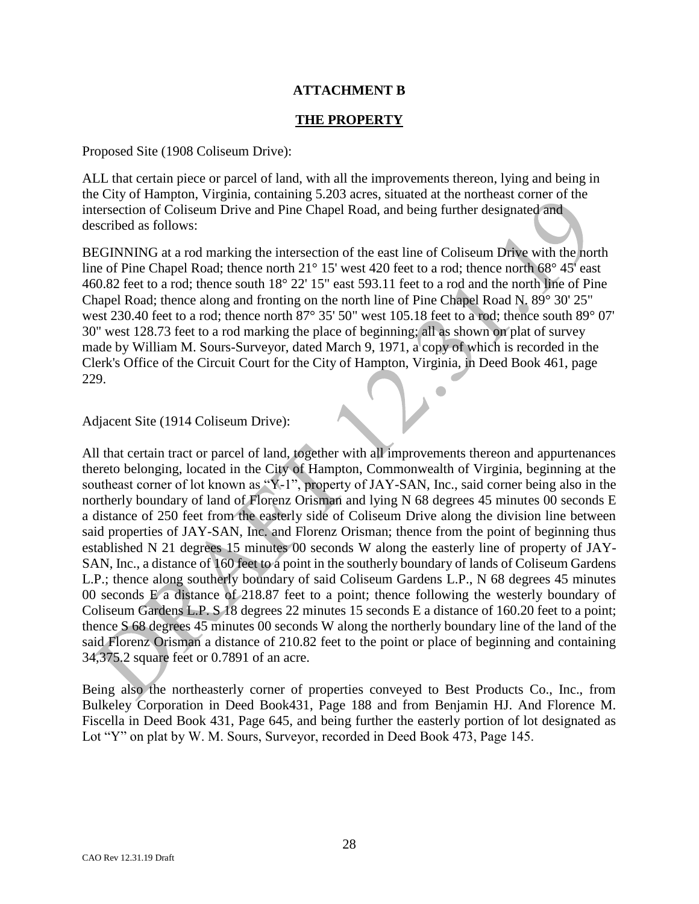**ATTACHMENT B**

**THE PROPERTY**

Proposed Site (1908 Coliseum Drive):

ALL that certain piece or parcel of land, with all the improvements thereon, lying and being in the City of Hampton, Virginia, containing 5.203 acres, situated at the northeast corner of the intersection of Coliseum Drive and Pine Chapel Road, and being further designated and described as follows:

BEGINNING at a rod marking the intersection of the east line of Coliseum Drive with the north line of Pine Chapel Road; thence north 21° 15' west 420 feet to a rod; thence north 68° 45' east 460.82 feet to a rod; thence south 18° 22' 15" east 593.11 feet to a rod and the north line of Pine Chapel Road; thence along and fronting on the north line of Pine Chapel Road N. 89° 30' 25" west 230.40 feet to a rod; thence north 87° 35' 50" west 105.18 feet to a rod; thence south 89° 07' 30" west 128.73 feet to a rod marking the place of beginning; all as shown on plat of survey made by William M. Sours-Surveyor, dated March 9, 1971, a copy of which is recorded in the Clerk's Office of the Circuit Court for the City of Hampton, Virginia, in Deed Book 461, page 229.

Adjacent Site (1914 Coliseum Drive):

All that certain tract or parcel of land, together with all improvements thereon and appurtenances thereto belonging, located in the City of Hampton, Commonwealth of Virginia, beginning at the southeast corner of lot known as "Y-1", property of JAY-SAN, Inc., said corner being also in the northerly boundary of land of Florenz Orisman and lying N 68 degrees 45 minutes 00 seconds E a distance of 250 feet from the easterly side of Coliseum Drive along the division line between said properties of JAY-SAN, Inc. and Florenz Orisman; thence from the point of beginning thus established N 21 degrees 15 minutes 00 seconds W along the easterly line of property of JAY-SAN, Inc., a distance of 160 feet to a point in the southerly boundary of lands of Coliseum Gardens L.P.; thence along southerly boundary of said Coliseum Gardens L.P., N 68 degrees 45 minutes 00 seconds E a distance of 218.87 feet to a point; thence following the westerly boundary of Coliseum Gardens L.P. S 18 degrees 22 minutes 15 seconds E a distance of 160.20 feet to a point; thence S 68 degrees 45 minutes 00 seconds W along the northerly boundary line of the land of the said Florenz Orisman a distance of 210.82 feet to the point or place of beginning and containing 34,375.2 square feet or 0.7891 of an acre.

Being also the northeasterly corner of properties conveyed to Best Products Co., Inc., from Bulkeley Corporation in Deed Book431, Page 188 and from Benjamin HJ. And Florence M. Fiscella in Deed Book 431, Page 645, and being further the easterly portion of lot designated as Lot "Y" on plat by W. M. Sours, Surveyor, recorded in Deed Book 473, Page 145.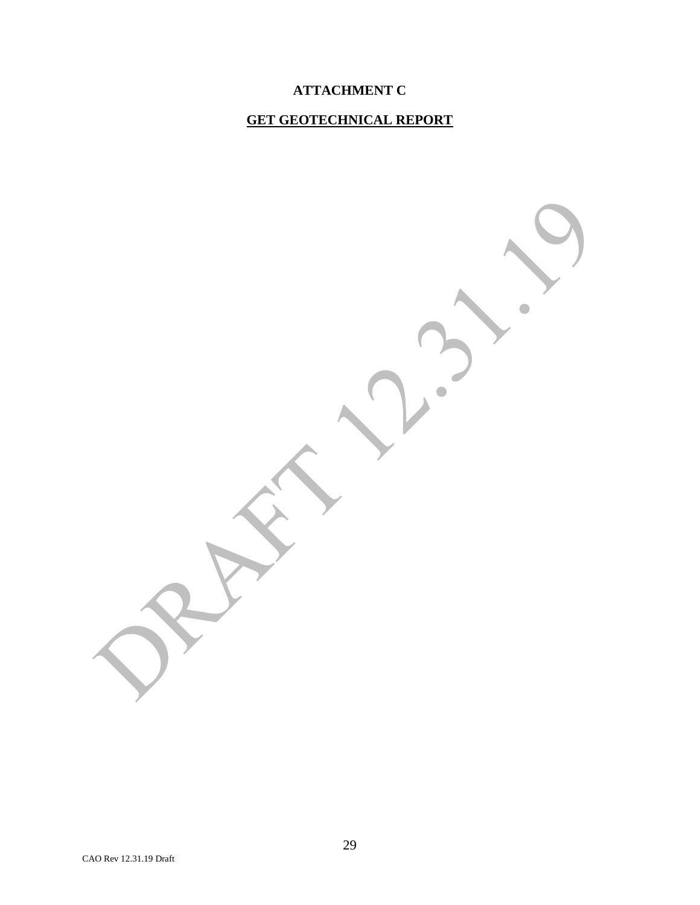**ATTACHMENT C**

**GET GEOTECHNICAL REPORT**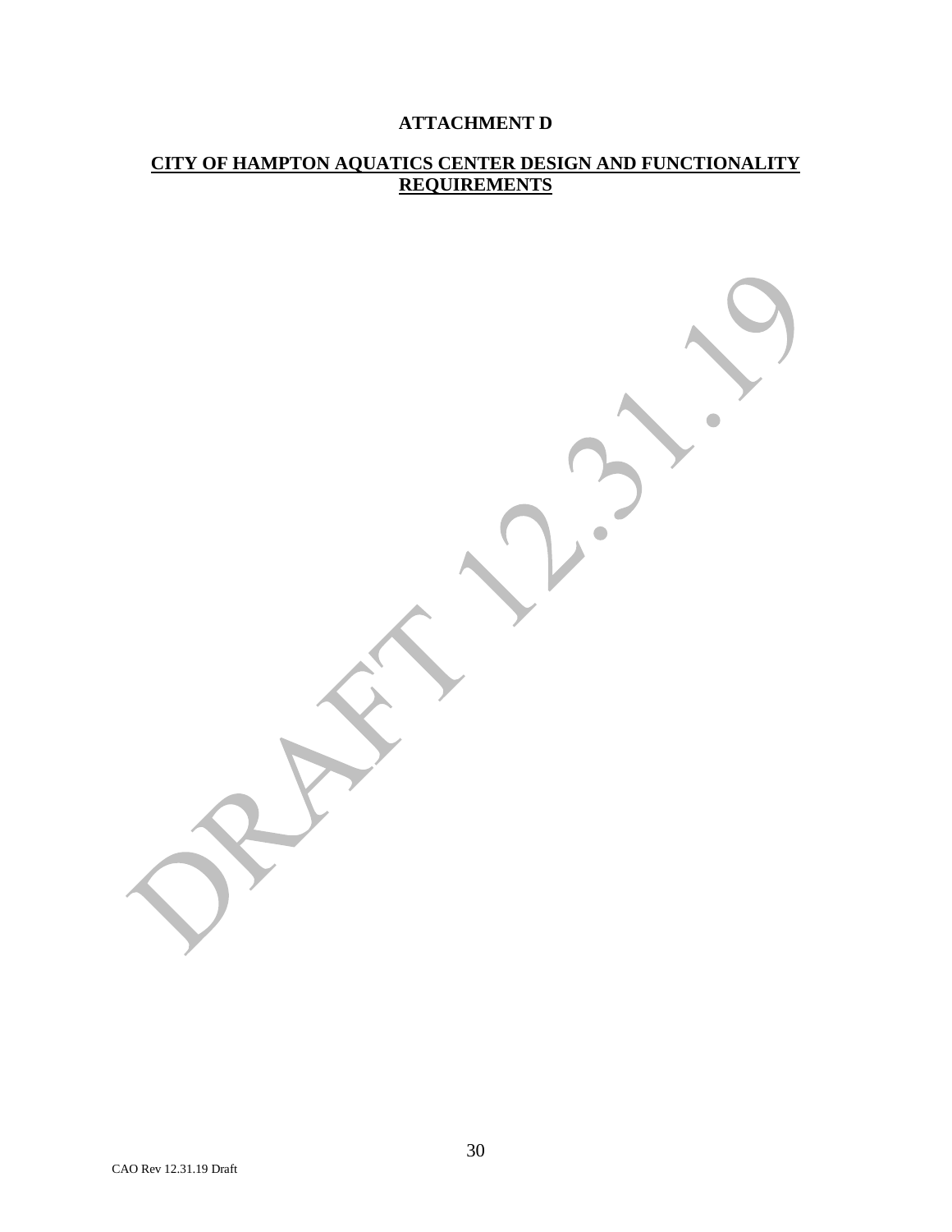# ATTACHMENT D

## CITY OF HAMPTON AQUATICS CENTER DESIGN AND FUNCTIONALITY REQUIREMENTS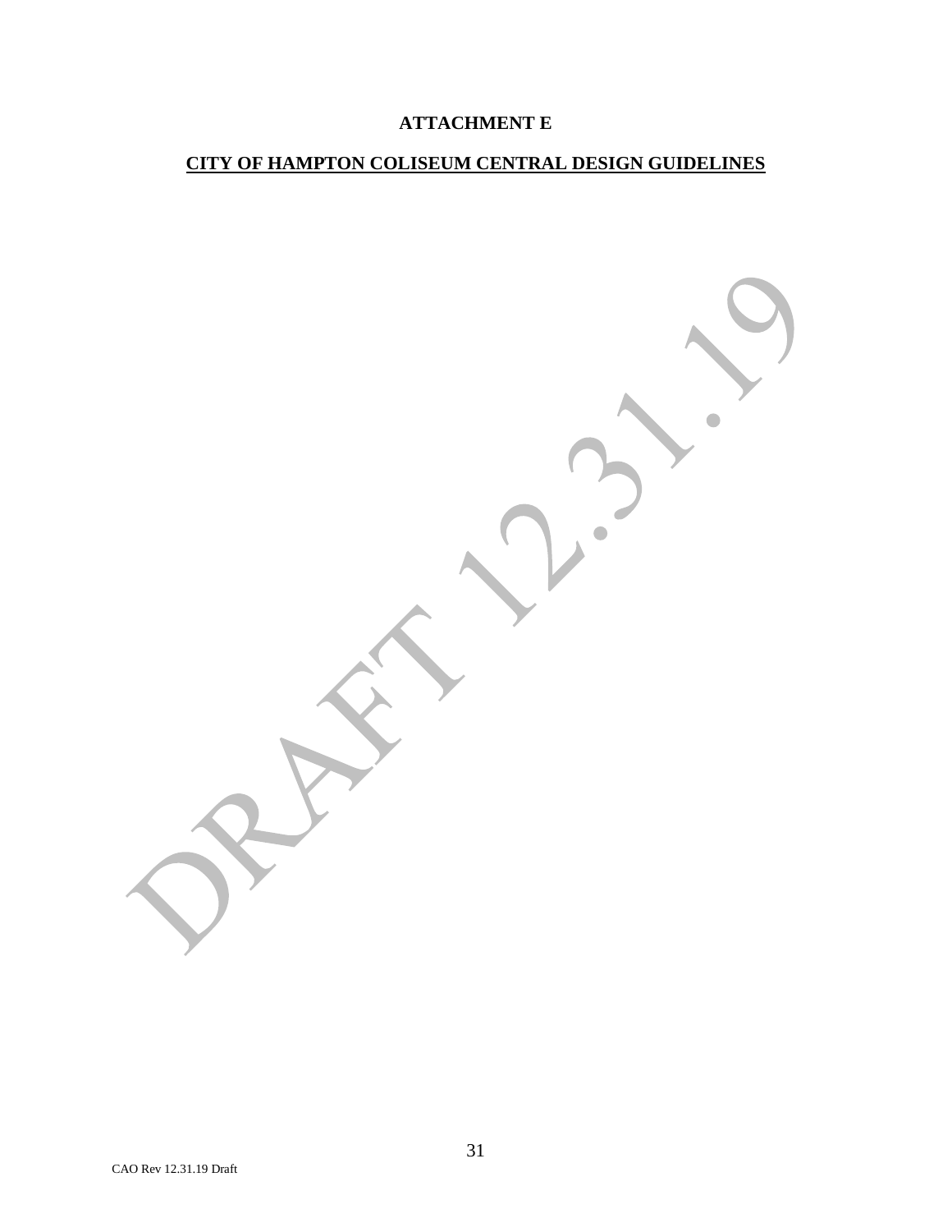**ATTACHMENT E**

**CITY OF HAMPTON COLISEUM CENTRAL DESIGN GUIDELINES**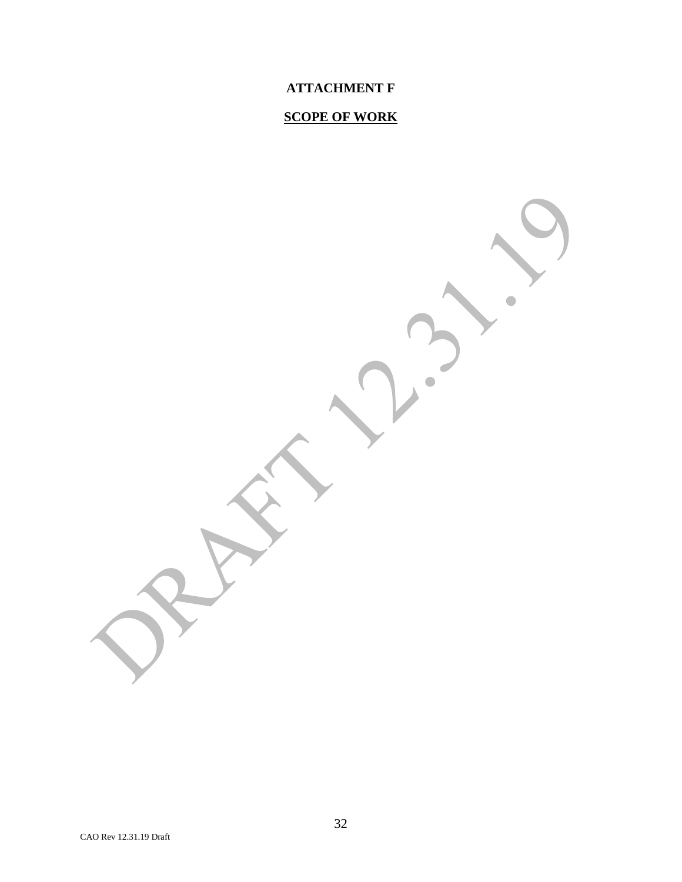**ATTACHMENT F**

**SCOPE OF WORK**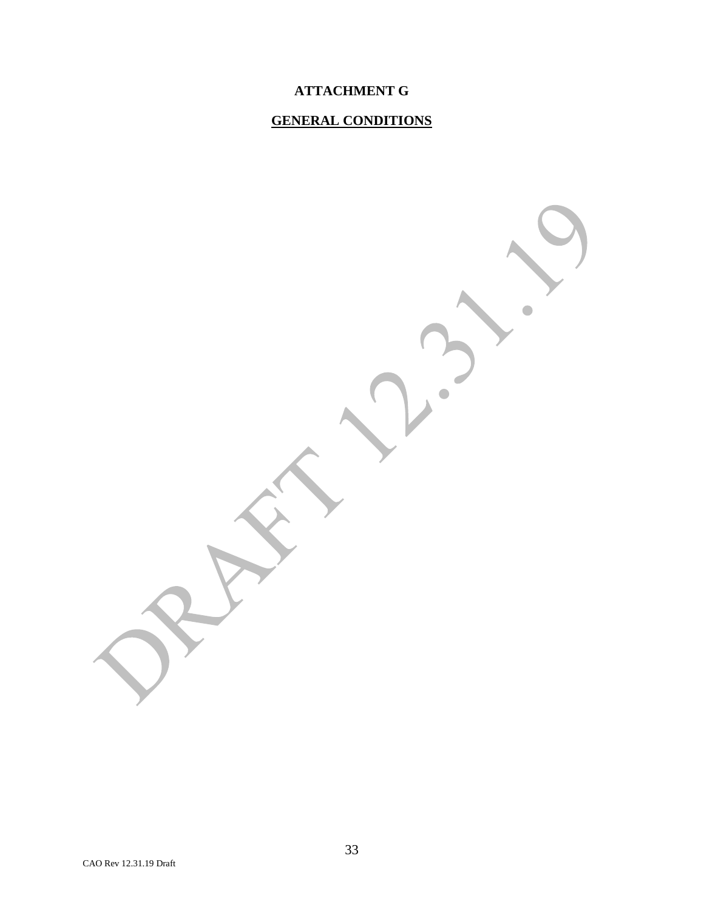**ATTACHMENT G**

**GENERAL CONDITIONS**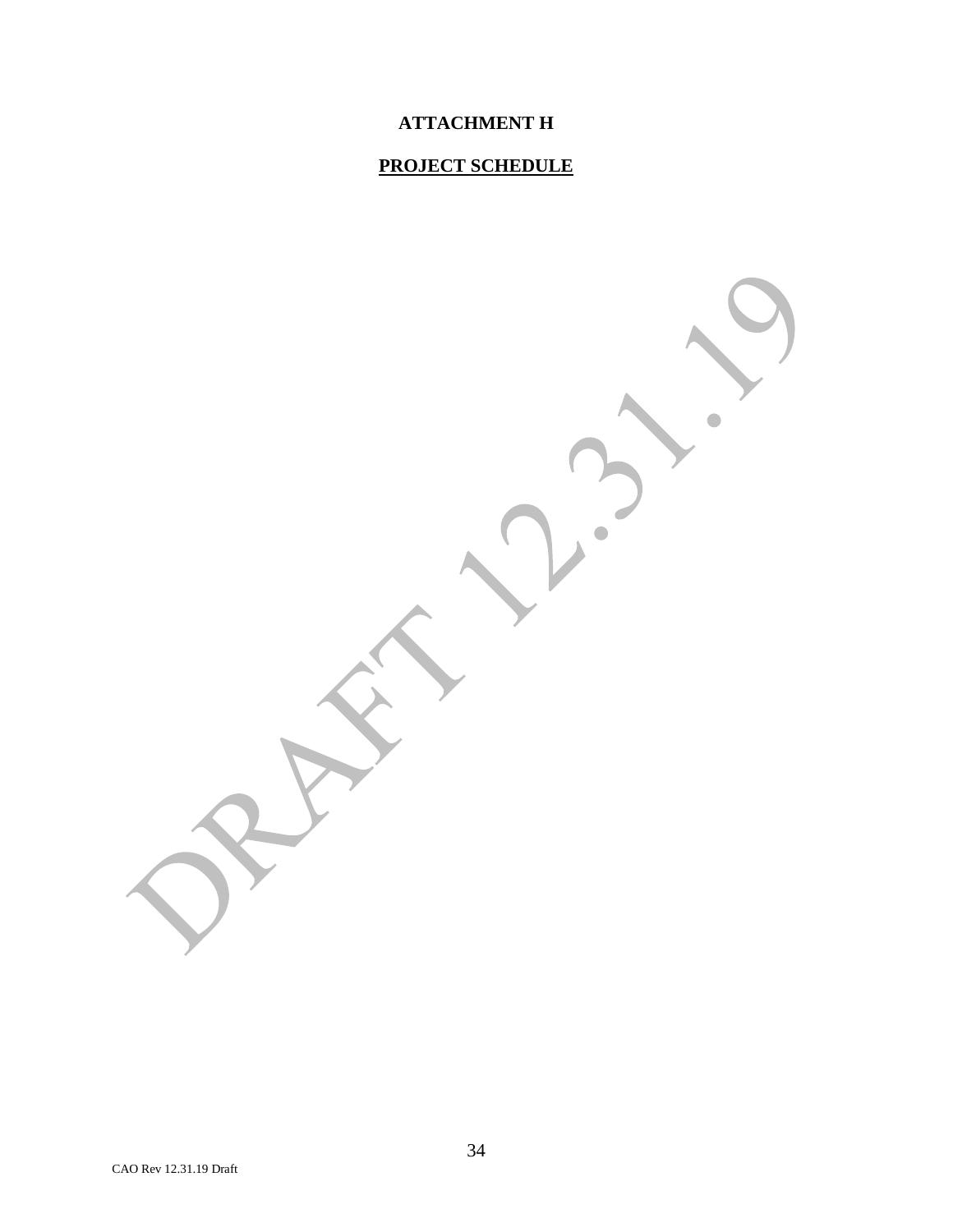**ATTACHMENT H**

**PROJECT SCHEDULE**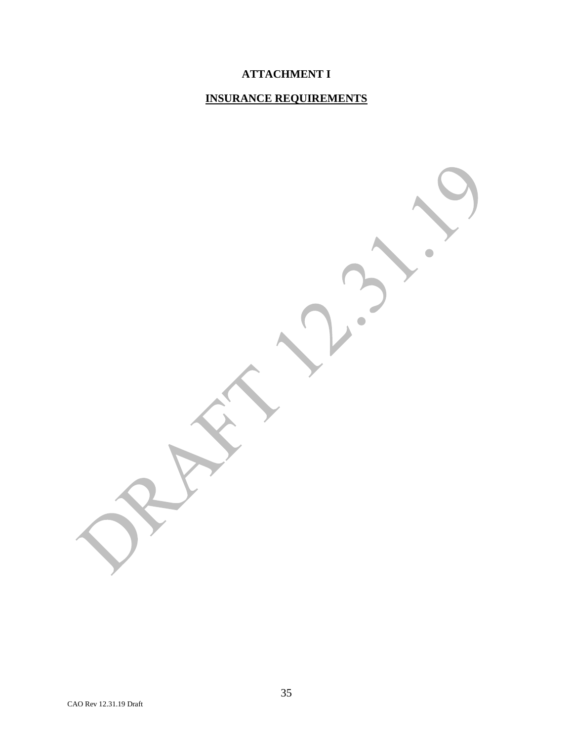**ATTACHMENT I**

**INSURANCE REQUIREMENTS**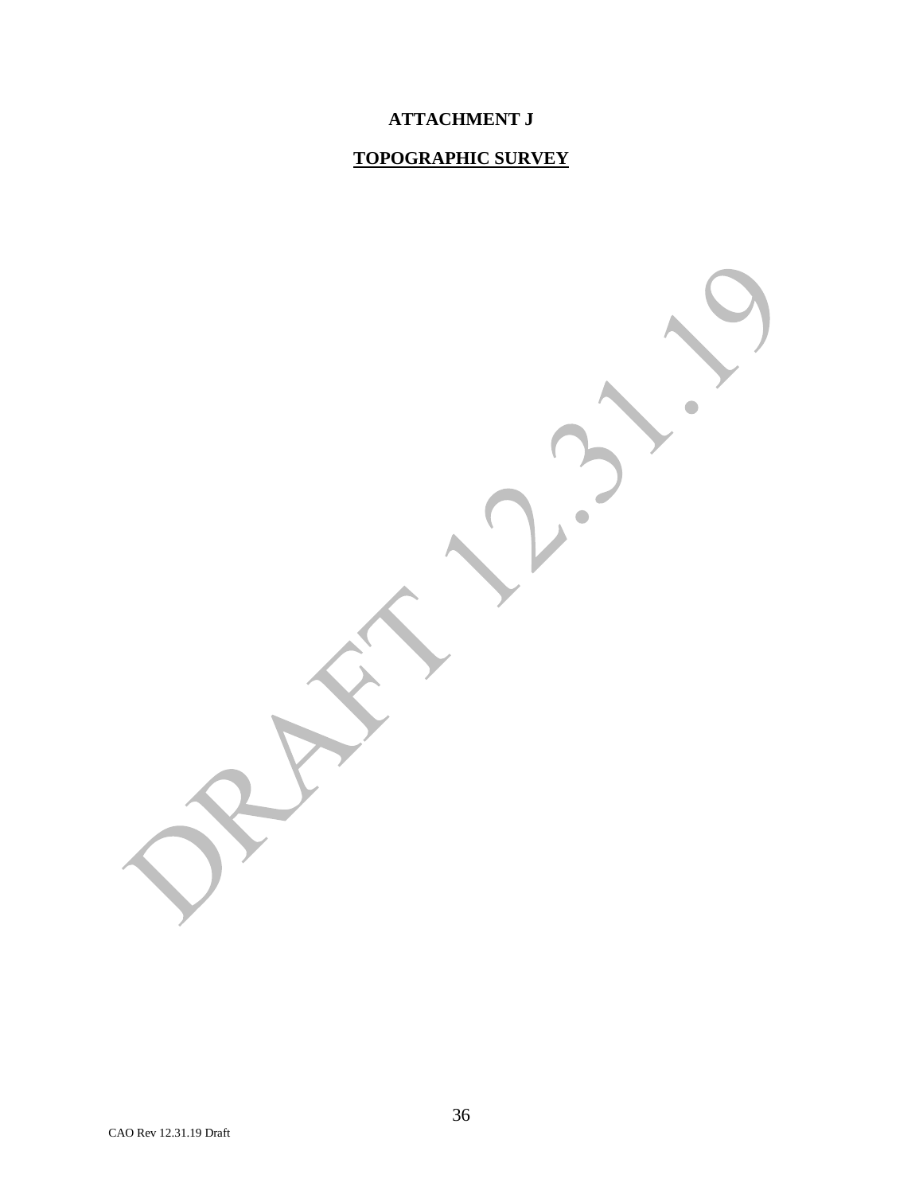**ATTACHMENT J**

**TOPOGRAPHIC SURVEY**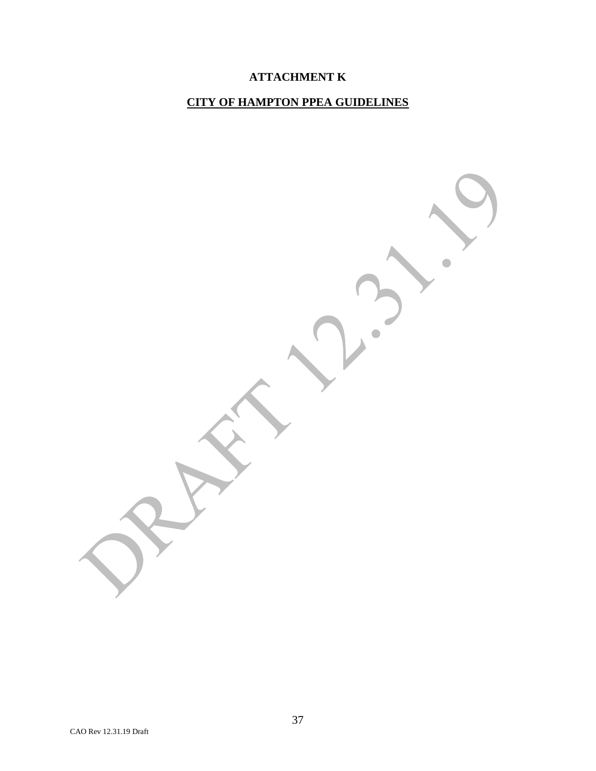**ATTACHMENT K**

**CITY OF HAMPTON PPEA GUIDELINES**